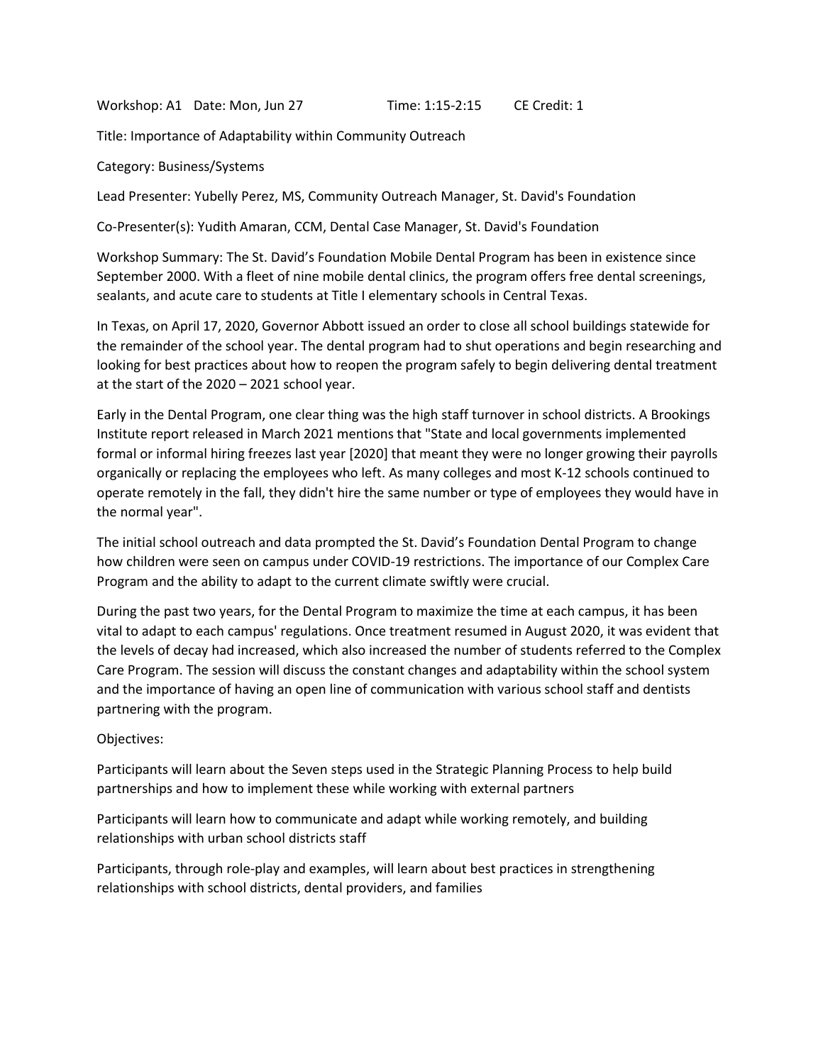Workshop: A1   Date: Mon, Jun 27   Time: 1:15-2:15   CE Credit: 1

Title: Importance of Adaptability within Community Outreach

Category: Business/Systems

Lead Presenter: Yubelly Perez, MS, Community Outreach Manager, St. David's Foundation

Co-Presenter(s): Yudith Amaran, CCM, Dental Case Manager, St. David's Foundation

Workshop Summary: The St. David's Foundation Mobile Dental Program has been in existence since September 2000. With a fleet of nine mobile dental clinics, the program offers free dental screenings, sealants, and acute care to students at Title I elementary schools in Central Texas.

In Texas, on April 17, 2020, Governor Abbott issued an order to close all school buildings statewide for the remainder of the school year. The dental program had to shut operations and begin researching and looking for best practices about how to reopen the program safely to begin delivering dental treatment at the start of the 2020 – 2021 school year.

Early in the Dental Program, one clear thing was the high staff turnover in school districts. A Brookings Institute report released in March 2021 mentions that "State and local governments implemented formal or informal hiring freezes last year [2020] that meant they were no longer growing their payrolls organically or replacing the employees who left. As many colleges and most K-12 schools continued to operate remotely in the fall, they didn't hire the same number or type of employees they would have in the normal year".

The initial school outreach and data prompted the St. David's Foundation Dental Program to change how children were seen on campus under COVID-19 restrictions. The importance of our Complex Care Program and the ability to adapt to the current climate swiftly were crucial.

During the past two years, for the Dental Program to maximize the time at each campus, it has been vital to adapt to each campus' regulations. Once treatment resumed in August 2020, it was evident that the levels of decay had increased, which also increased the number of students referred to the Complex Care Program. The session will discuss the constant changes and adaptability within the school system and the importance of having an open line of communication with various school staff and dentists partnering with the program.

Objectives:

Participants will learn about the Seven steps used in the Strategic Planning Process to help build partnerships and how to implement these while working with external partners

Participants will learn how to communicate and adapt while working remotely, and building relationships with urban school districts staff

Participants, through role-play and examples, will learn about best practices in strengthening relationships with school districts, dental providers, and families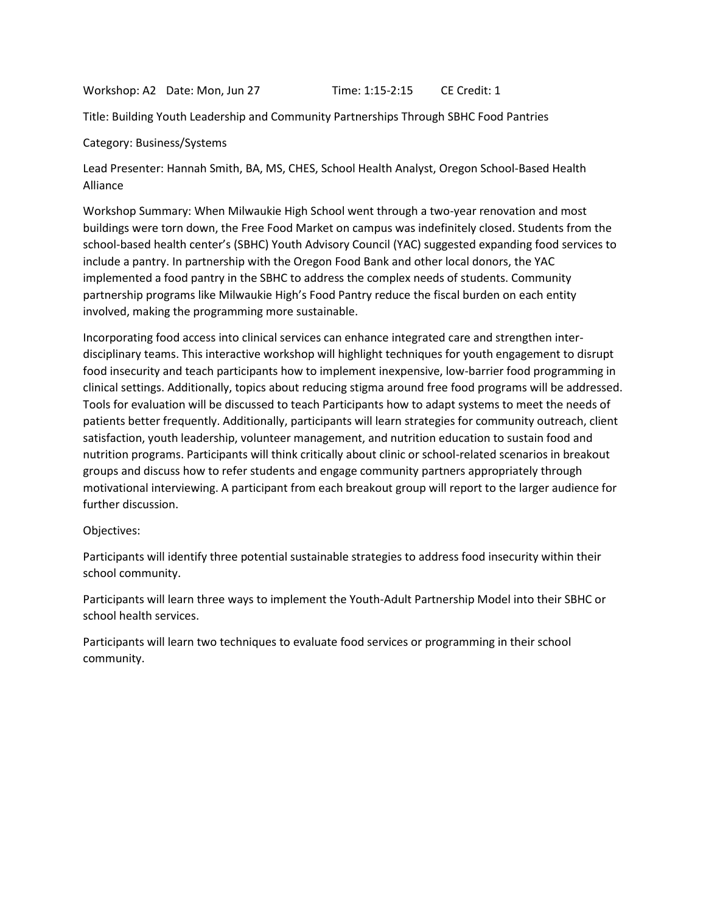Workshop: A2 Date: Mon, Jun 27 Time: 1:15-2:15 CE Credit: 1

Title: Building Youth Leadership and Community Partnerships Through SBHC Food Pantries

Category: Business/Systems

Lead Presenter: Hannah Smith, BA, MS, CHES, School Health Analyst, Oregon School-Based Health Alliance

Workshop Summary: When Milwaukie High School went through a two-year renovation and most buildings were torn down, the Free Food Market on campus was indefinitely closed. Students from the school-based health center's (SBHC) Youth Advisory Council (YAC) suggested expanding food services to include a pantry. In partnership with the Oregon Food Bank and other local donors, the YAC implemented a food pantry in the SBHC to address the complex needs of students. Community partnership programs like Milwaukie High's Food Pantry reduce the fiscal burden on each entity involved, making the programming more sustainable.

Incorporating food access into clinical services can enhance integrated care and strengthen inter-disciplinary teams. This interactive workshop will highlight techniques for youth engagement to disrupt food insecurity and teach participants how to implement inexpensive, low-barrier food programming in clinical settings. Additionally, topics about reducing stigma around free food programs will be addressed. Tools for evaluation will be discussed to teach Participants how to adapt systems to meet the needs of patients better frequently. Additionally, participants will learn strategies for community outreach, client satisfaction, youth leadership, volunteer management, and nutrition education to sustain food and nutrition programs. Participants will think critically about clinic or school-related scenarios in breakout groups and discuss how to refer students and engage community partners appropriately through motivational interviewing. A participant from each breakout group will report to the larger audience for further discussion.

Objectives:

Participants will identify three potential sustainable strategies to address food insecurity within their school community.

Participants will learn three ways to implement the Youth-Adult Partnership Model into their SBHC or school health services.

Participants will learn two techniques to evaluate food services or programming in their school community.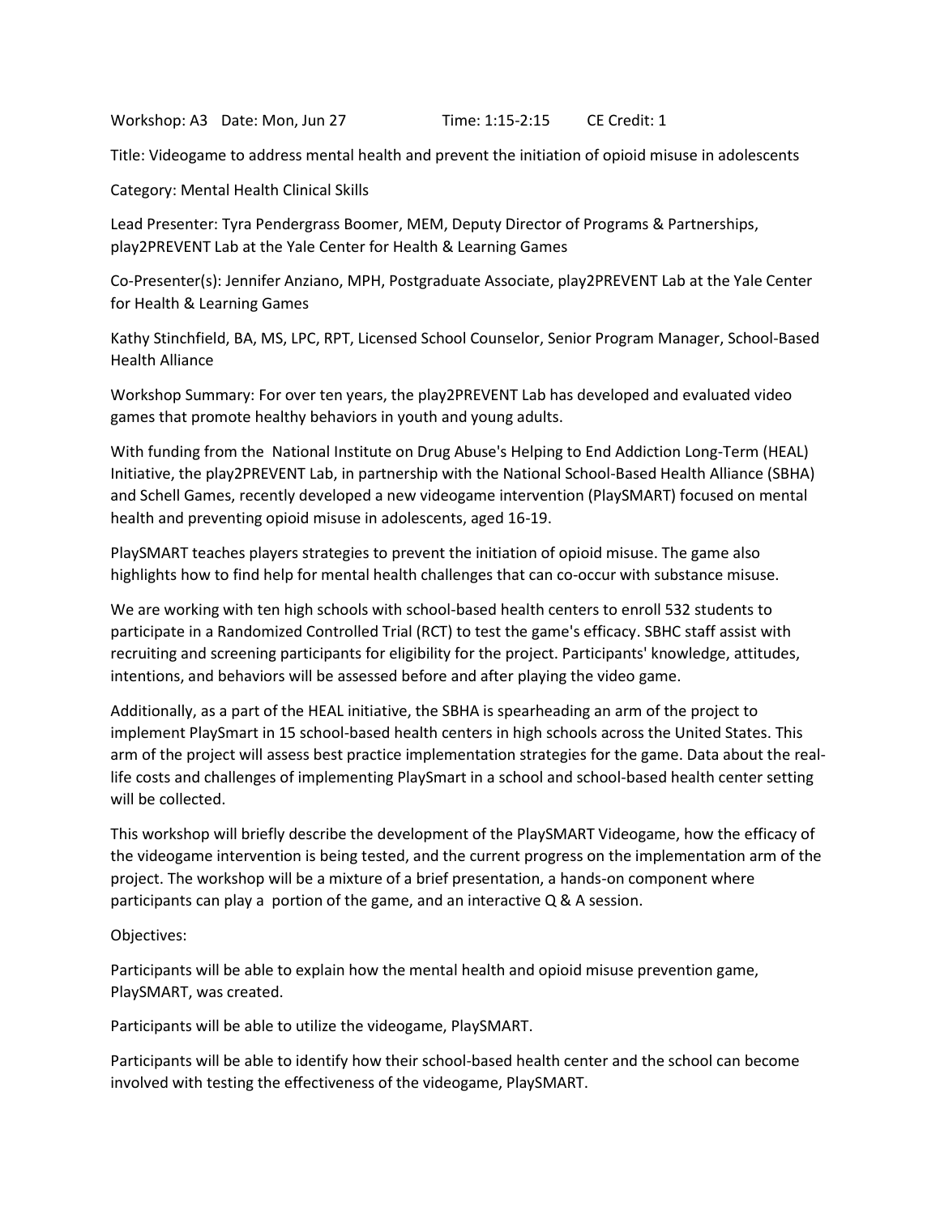Workshop: A3 Date: Mon, Jun 27 Time: 1:15-2:15 CE Credit: 1

Title: Videogame to address mental health and prevent the initiation of opioid misuse in adolescents

Category: Mental Health Clinical Skills

Lead Presenter: Tyra Pendergrass Boomer, MEM, Deputy Director of Programs & Partnerships, play2PREVENT Lab at the Yale Center for Health & Learning Games

Co-Presenter(s): Jennifer Anziano, MPH, Postgraduate Associate, play2PREVENT Lab at the Yale Center for Health & Learning Games

Kathy Stinchfield, BA, MS, LPC, RPT, Licensed School Counselor, Senior Program Manager, School-Based Health Alliance

Workshop Summary: For over ten years, the play2PREVENT Lab has developed and evaluated video games that promote healthy behaviors in youth and young adults.

With funding from the National Institute on Drug Abuse's Helping to End Addiction Long-Term (HEAL) Initiative, the play2PREVENT Lab, in partnership with the National School-Based Health Alliance (SBHA) and Schell Games, recently developed a new videogame intervention (PlaySMART) focused on mental health and preventing opioid misuse in adolescents, aged 16-19.

PlaySMART teaches players strategies to prevent the initiation of opioid misuse. The game also highlights how to find help for mental health challenges that can co-occur with substance misuse.

We are working with ten high schools with school-based health centers to enroll 532 students to participate in a Randomized Controlled Trial (RCT) to test the game's efficacy. SBHC staff assist with recruiting and screening participants for eligibility for the project. Participants' knowledge, attitudes, intentions, and behaviors will be assessed before and after playing the video game.

Additionally, as a part of the HEAL initiative, the SBHA is spearheading an arm of the project to implement PlaySmart in 15 school-based health centers in high schools across the United States. This arm of the project will assess best practice implementation strategies for the game. Data about the real-life costs and challenges of implementing PlaySmart in a school and school-based health center setting will be collected.

This workshop will briefly describe the development of the PlaySMART Videogame, how the efficacy of the videogame intervention is being tested, and the current progress on the implementation arm of the project. The workshop will be a mixture of a brief presentation, a hands-on component where participants can play a portion of the game, and an interactive Q & A session.

Objectives:

Participants will be able to explain how the mental health and opioid misuse prevention game, PlaySMART, was created.

Participants will be able to utilize the videogame, PlaySMART.

Participants will be able to identify how their school-based health center and the school can become involved with testing the effectiveness of the videogame, PlaySMART.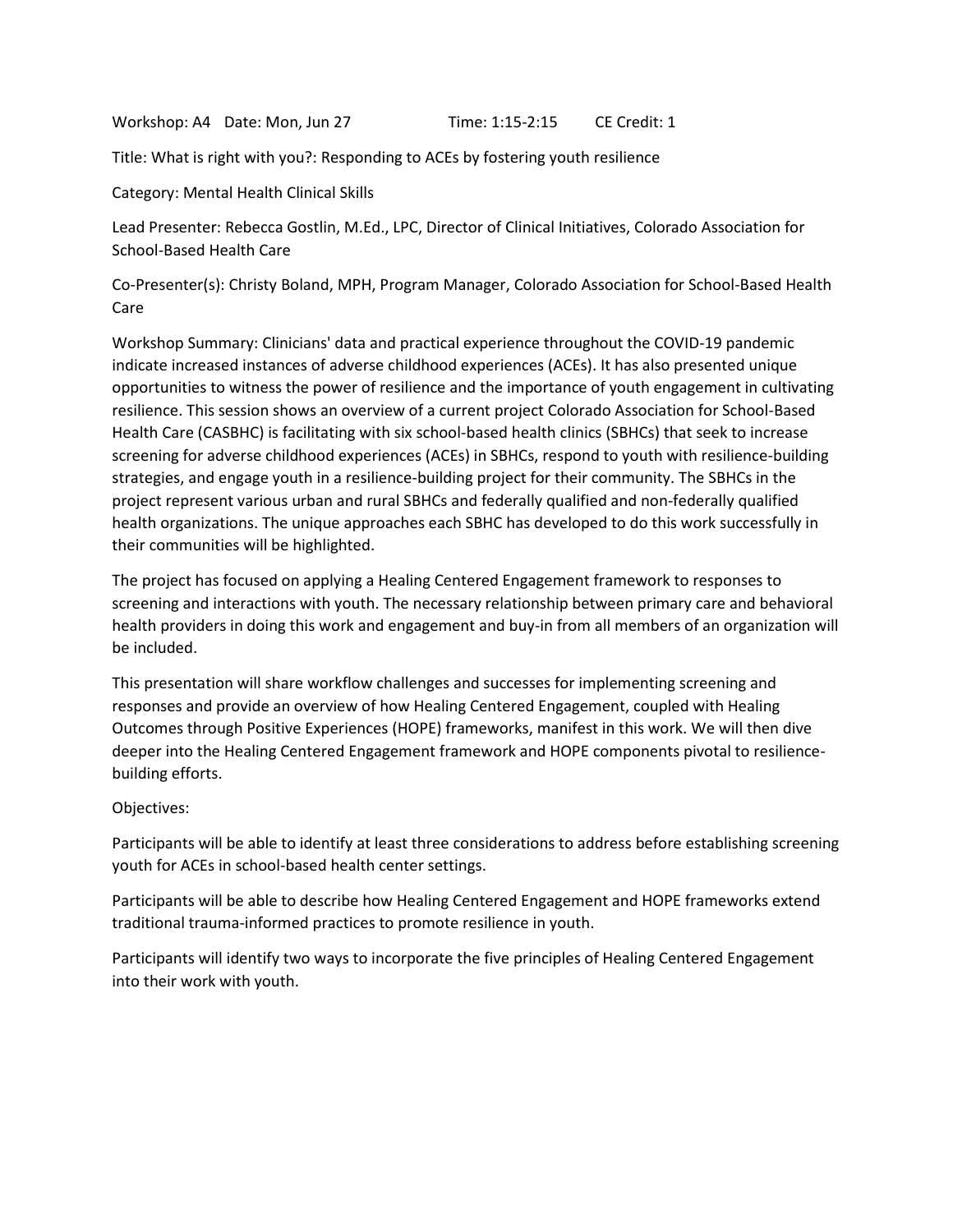Workshop: A4 Date: Mon, Jun 27 Time: 1:15-2:15 CE Credit: 1

Title: What is right with you?: Responding to ACEs by fostering youth resilience

Category: Mental Health Clinical Skills

Lead Presenter: Rebecca Gostlin, M.Ed., LPC, Director of Clinical Initiatives, Colorado Association for School-Based Health Care

Co-Presenter(s): Christy Boland, MPH, Program Manager, Colorado Association for School-Based Health Care

Workshop Summary: Clinicians' data and practical experience throughout the COVID-19 pandemic indicate increased instances of adverse childhood experiences (ACEs). It has also presented unique opportunities to witness the power of resilience and the importance of youth engagement in cultivating resilience. This session shows an overview of a current project Colorado Association for School-Based Health Care (CASBHC) is facilitating with six school-based health clinics (SBHCs) that seek to increase screening for adverse childhood experiences (ACEs) in SBHCs, respond to youth with resilience-building strategies, and engage youth in a resilience-building project for their community. The SBHCs in the project represent various urban and rural SBHCs and federally qualified and non-federally qualified health organizations. The unique approaches each SBHC has developed to do this work successfully in their communities will be highlighted.

The project has focused on applying a Healing Centered Engagement framework to responses to screening and interactions with youth. The necessary relationship between primary care and behavioral health providers in doing this work and engagement and buy-in from all members of an organization will be included.

This presentation will share workflow challenges and successes for implementing screening and responses and provide an overview of how Healing Centered Engagement, coupled with Healing Outcomes through Positive Experiences (HOPE) frameworks, manifest in this work. We will then dive deeper into the Healing Centered Engagement framework and HOPE components pivotal to resilience-building efforts.

Objectives:

Participants will be able to identify at least three considerations to address before establishing screening youth for ACEs in school-based health center settings.

Participants will be able to describe how Healing Centered Engagement and HOPE frameworks extend traditional trauma-informed practices to promote resilience in youth.

Participants will identify two ways to incorporate the five principles of Healing Centered Engagement into their work with youth.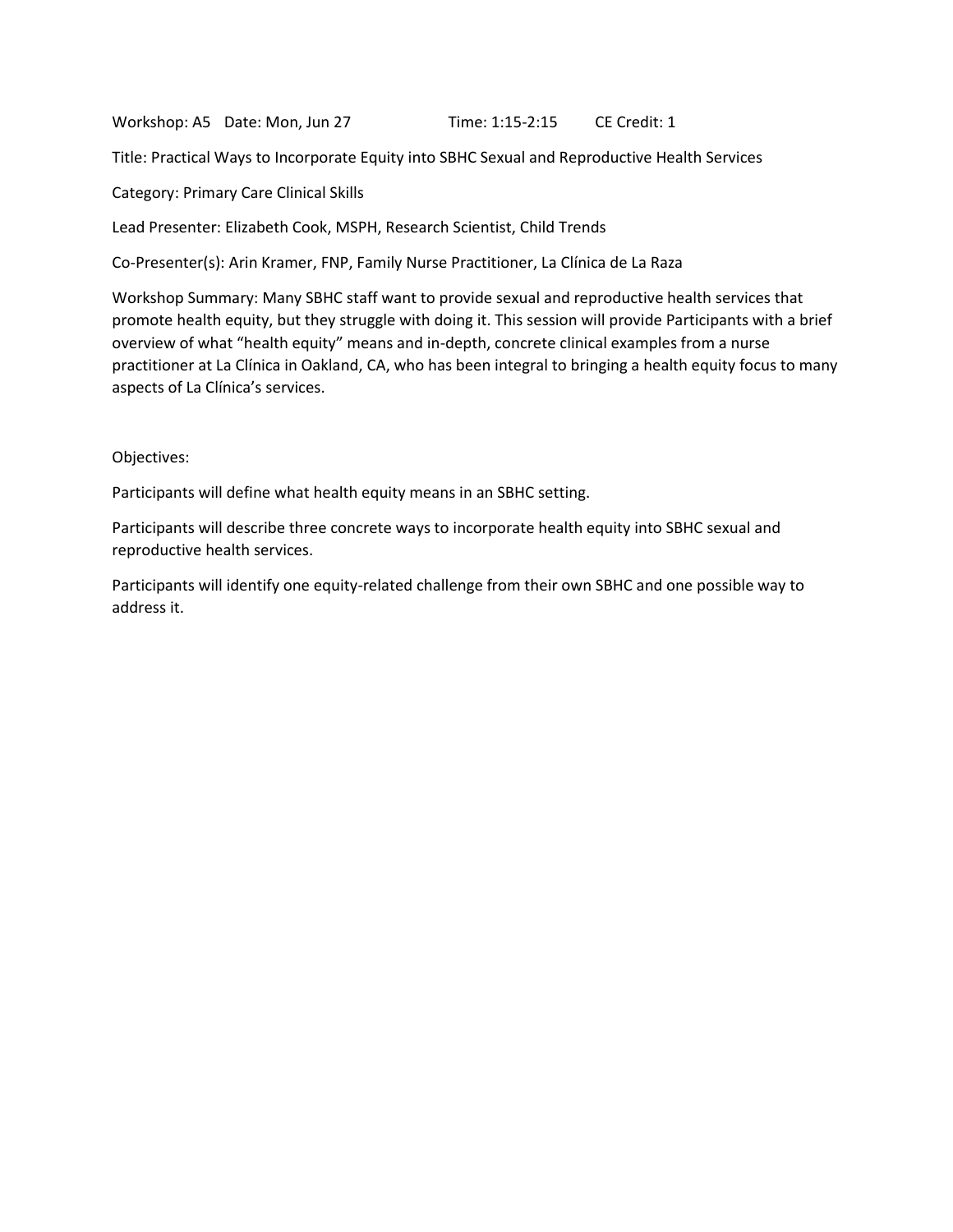Workshop: A5 Date: Mon, Jun 27 Time: 1:15-2:15 CE Credit: 1

Title: Practical Ways to Incorporate Equity into SBHC Sexual and Reproductive Health Services

Category: Primary Care Clinical Skills

Lead Presenter: Elizabeth Cook, MSPH, Research Scientist, Child Trends

Co-Presenter(s): Arin Kramer, FNP, Family Nurse Practitioner, La Clínica de La Raza

Workshop Summary: Many SBHC staff want to provide sexual and reproductive health services that promote health equity, but they struggle with doing it. This session will provide Participants with a brief overview of what "health equity" means and in-depth, concrete clinical examples from a nurse practitioner at La Clínica in Oakland, CA, who has been integral to bringing a health equity focus to many aspects of La Clínica's services.

Objectives:

Participants will define what health equity means in an SBHC setting.

Participants will describe three concrete ways to incorporate health equity into SBHC sexual and reproductive health services.

Participants will identify one equity-related challenge from their own SBHC and one possible way to address it.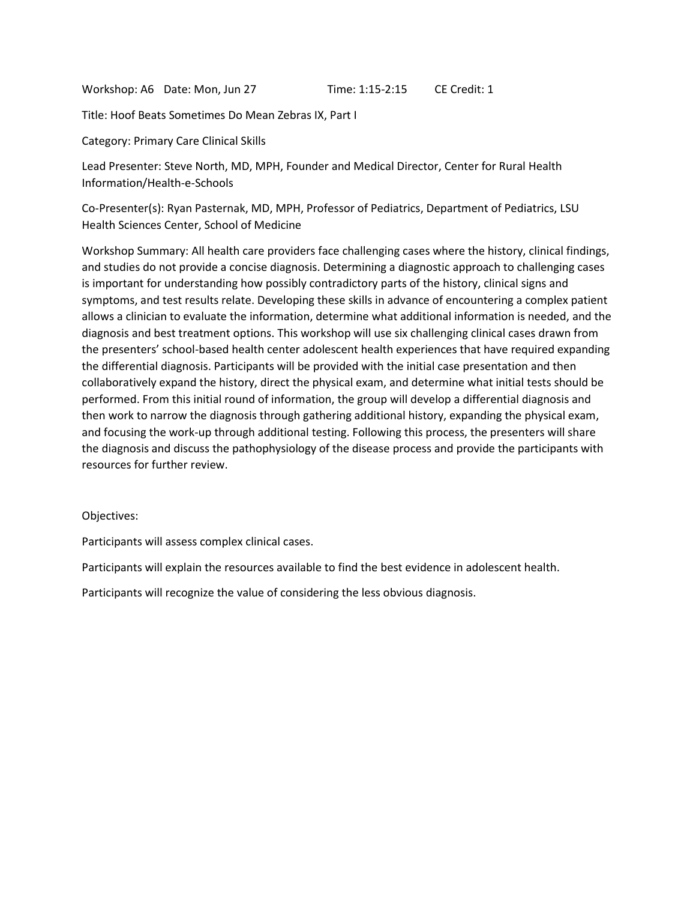Workshop: A6 Date: Mon, Jun 27 Time: 1:15-2:15 CE Credit: 1

Title: Hoof Beats Sometimes Do Mean Zebras IX, Part I

Category: Primary Care Clinical Skills

Lead Presenter: Steve North, MD, MPH, Founder and Medical Director, Center for Rural Health Information/Health-e-Schools

Co-Presenter(s): Ryan Pasternak, MD, MPH, Professor of Pediatrics, Department of Pediatrics, LSU Health Sciences Center, School of Medicine

Workshop Summary: All health care providers face challenging cases where the history, clinical findings, and studies do not provide a concise diagnosis. Determining a diagnostic approach to challenging cases is important for understanding how possibly contradictory parts of the history, clinical signs and symptoms, and test results relate. Developing these skills in advance of encountering a complex patient allows a clinician to evaluate the information, determine what additional information is needed, and the diagnosis and best treatment options. This workshop will use six challenging clinical cases drawn from the presenters' school-based health center adolescent health experiences that have required expanding the differential diagnosis. Participants will be provided with the initial case presentation and then collaboratively expand the history, direct the physical exam, and determine what initial tests should be performed. From this initial round of information, the group will develop a differential diagnosis and then work to narrow the diagnosis through gathering additional history, expanding the physical exam, and focusing the work-up through additional testing. Following this process, the presenters will share the diagnosis and discuss the pathophysiology of the disease process and provide the participants with resources for further review.

Objectives:

Participants will assess complex clinical cases.

Participants will explain the resources available to find the best evidence in adolescent health.

Participants will recognize the value of considering the less obvious diagnosis.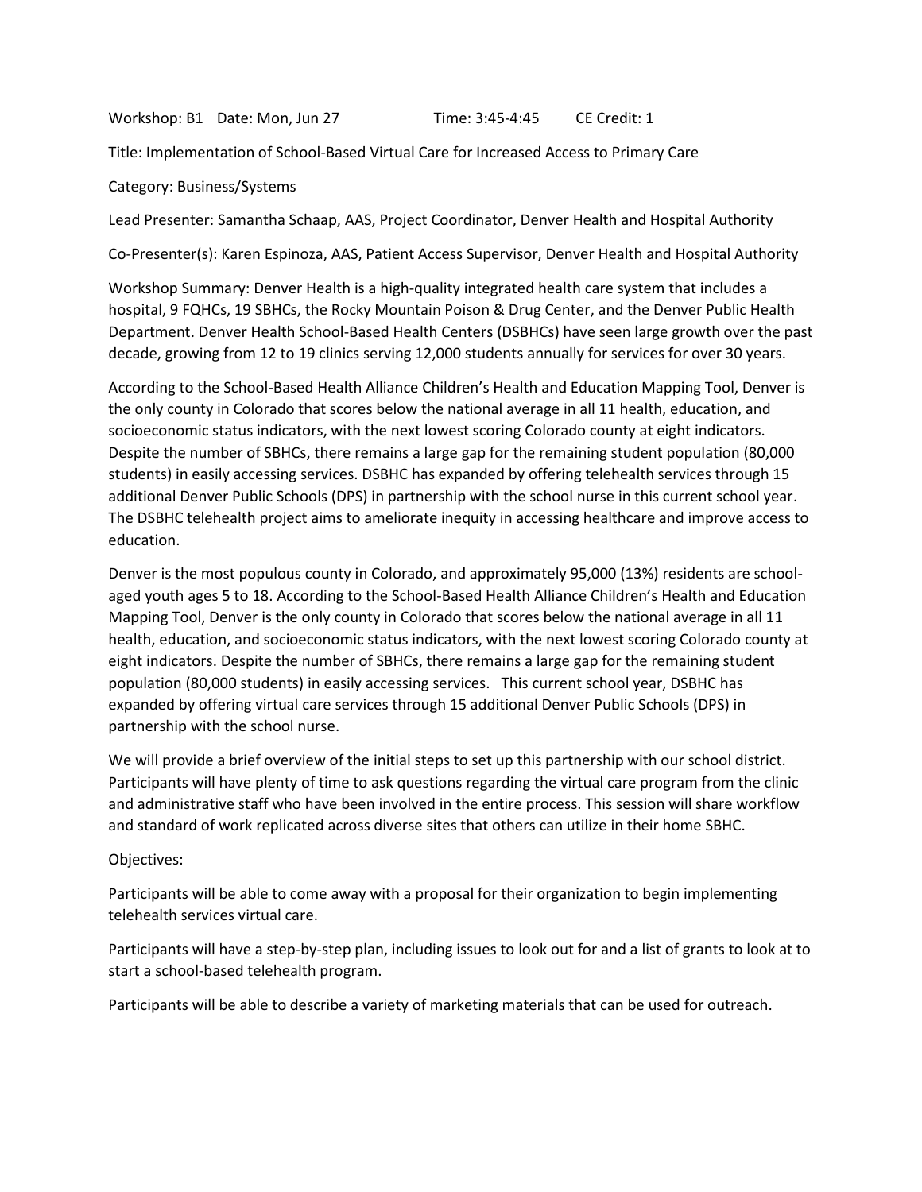Workshop: B1 Date: Mon, Jun 27 Time: 3:45-4:45 CE Credit: 1

Title: Implementation of School-Based Virtual Care for Increased Access to Primary Care

Category: Business/Systems

Lead Presenter: Samantha Schaap, AAS, Project Coordinator, Denver Health and Hospital Authority

Co-Presenter(s): Karen Espinoza, AAS, Patient Access Supervisor, Denver Health and Hospital Authority

Workshop Summary: Denver Health is a high-quality integrated health care system that includes a hospital, 9 FQHCs, 19 SBHCs, the Rocky Mountain Poison & Drug Center, and the Denver Public Health Department. Denver Health School-Based Health Centers (DSBHCs) have seen large growth over the past decade, growing from 12 to 19 clinics serving 12,000 students annually for services for over 30 years.

According to the School-Based Health Alliance Children's Health and Education Mapping Tool, Denver is the only county in Colorado that scores below the national average in all 11 health, education, and socioeconomic status indicators, with the next lowest scoring Colorado county at eight indicators. Despite the number of SBHCs, there remains a large gap for the remaining student population (80,000 students) in easily accessing services. DSBHC has expanded by offering telehealth services through 15 additional Denver Public Schools (DPS) in partnership with the school nurse in this current school year. The DSBHC telehealth project aims to ameliorate inequity in accessing healthcare and improve access to education.

Denver is the most populous county in Colorado, and approximately 95,000 (13%) residents are school-aged youth ages 5 to 18. According to the School-Based Health Alliance Children's Health and Education Mapping Tool, Denver is the only county in Colorado that scores below the national average in all 11 health, education, and socioeconomic status indicators, with the next lowest scoring Colorado county at eight indicators. Despite the number of SBHCs, there remains a large gap for the remaining student population (80,000 students) in easily accessing services. This current school year, DSBHC has expanded by offering virtual care services through 15 additional Denver Public Schools (DPS) in partnership with the school nurse.

We will provide a brief overview of the initial steps to set up this partnership with our school district. Participants will have plenty of time to ask questions regarding the virtual care program from the clinic and administrative staff who have been involved in the entire process. This session will share workflow and standard of work replicated across diverse sites that others can utilize in their home SBHC.

Objectives:

Participants will be able to come away with a proposal for their organization to begin implementing telehealth services virtual care.

Participants will have a step-by-step plan, including issues to look out for and a list of grants to look at to start a school-based telehealth program.

Participants will be able to describe a variety of marketing materials that can be used for outreach.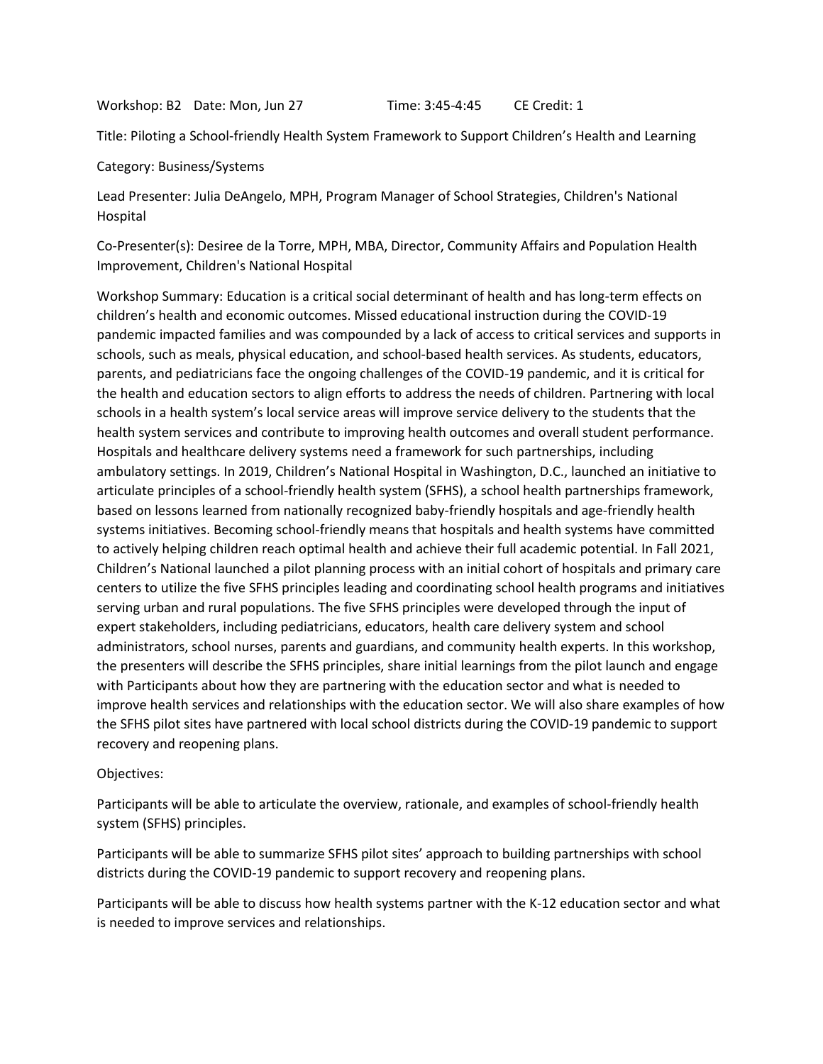Workshop: B2 Date: Mon, Jun 27 Time: 3:45-4:45 CE Credit: 1

Title: Piloting a School-friendly Health System Framework to Support Children's Health and Learning

Category: Business/Systems

Lead Presenter: Julia DeAngelo, MPH, Program Manager of School Strategies, Children's National Hospital

Co-Presenter(s): Desiree de la Torre, MPH, MBA, Director, Community Affairs and Population Health Improvement, Children's National Hospital

Workshop Summary: Education is a critical social determinant of health and has long-term effects on children's health and economic outcomes. Missed educational instruction during the COVID-19 pandemic impacted families and was compounded by a lack of access to critical services and supports in schools, such as meals, physical education, and school-based health services. As students, educators, parents, and pediatricians face the ongoing challenges of the COVID-19 pandemic, and it is critical for the health and education sectors to align efforts to address the needs of children. Partnering with local schools in a health system's local service areas will improve service delivery to the students that the health system services and contribute to improving health outcomes and overall student performance. Hospitals and healthcare delivery systems need a framework for such partnerships, including ambulatory settings. In 2019, Children's National Hospital in Washington, D.C., launched an initiative to articulate principles of a school-friendly health system (SFHS), a school health partnerships framework, based on lessons learned from nationally recognized baby-friendly hospitals and age-friendly health systems initiatives. Becoming school-friendly means that hospitals and health systems have committed to actively helping children reach optimal health and achieve their full academic potential. In Fall 2021, Children's National launched a pilot planning process with an initial cohort of hospitals and primary care centers to utilize the five SFHS principles leading and coordinating school health programs and initiatives serving urban and rural populations. The five SFHS principles were developed through the input of expert stakeholders, including pediatricians, educators, health care delivery system and school administrators, school nurses, parents and guardians, and community health experts. In this workshop, the presenters will describe the SFHS principles, share initial learnings from the pilot launch and engage with Participants about how they are partnering with the education sector and what is needed to improve health services and relationships with the education sector. We will also share examples of how the SFHS pilot sites have partnered with local school districts during the COVID-19 pandemic to support recovery and reopening plans.

Objectives:

Participants will be able to articulate the overview, rationale, and examples of school-friendly health system (SFHS) principles.

Participants will be able to summarize SFHS pilot sites' approach to building partnerships with school districts during the COVID-19 pandemic to support recovery and reopening plans.

Participants will be able to discuss how health systems partner with the K-12 education sector and what is needed to improve services and relationships.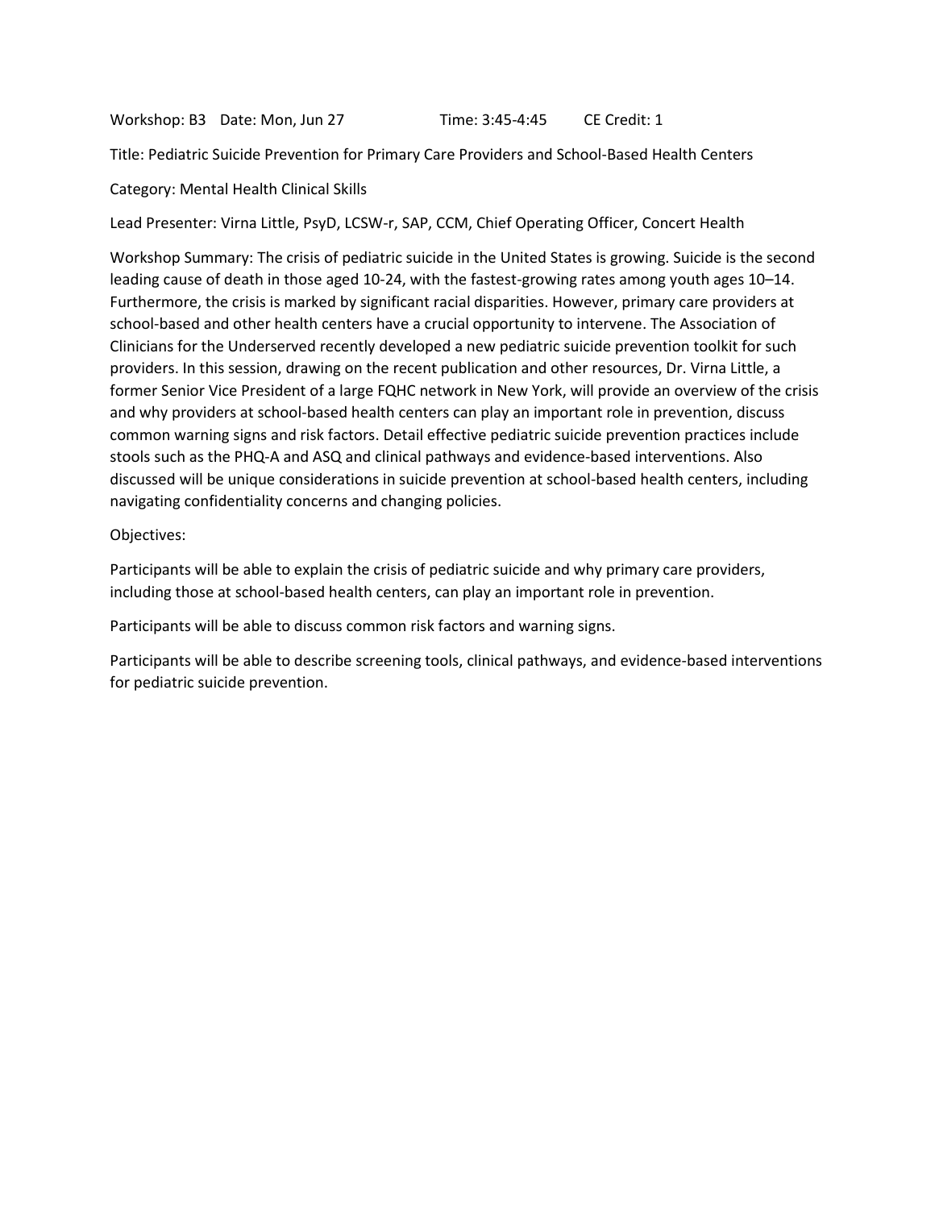Workshop: B3 Date: Mon, Jun 27 Time: 3:45-4:45 CE Credit: 1

Title: Pediatric Suicide Prevention for Primary Care Providers and School-Based Health Centers

Category: Mental Health Clinical Skills

Lead Presenter: Virna Little, PsyD, LCSW-r, SAP, CCM, Chief Operating Officer, Concert Health

Workshop Summary: The crisis of pediatric suicide in the United States is growing. Suicide is the second leading cause of death in those aged 10-24, with the fastest-growing rates among youth ages 10–14. Furthermore, the crisis is marked by significant racial disparities. However, primary care providers at school-based and other health centers have a crucial opportunity to intervene. The Association of Clinicians for the Underserved recently developed a new pediatric suicide prevention toolkit for such providers. In this session, drawing on the recent publication and other resources, Dr. Virna Little, a former Senior Vice President of a large FQHC network in New York, will provide an overview of the crisis and why providers at school-based health centers can play an important role in prevention, discuss common warning signs and risk factors. Detail effective pediatric suicide prevention practices include stools such as the PHQ-A and ASQ and clinical pathways and evidence-based interventions. Also discussed will be unique considerations in suicide prevention at school-based health centers, including navigating confidentiality concerns and changing policies.

Objectives:

Participants will be able to explain the crisis of pediatric suicide and why primary care providers, including those at school-based health centers, can play an important role in prevention.

Participants will be able to discuss common risk factors and warning signs.

Participants will be able to describe screening tools, clinical pathways, and evidence-based interventions for pediatric suicide prevention.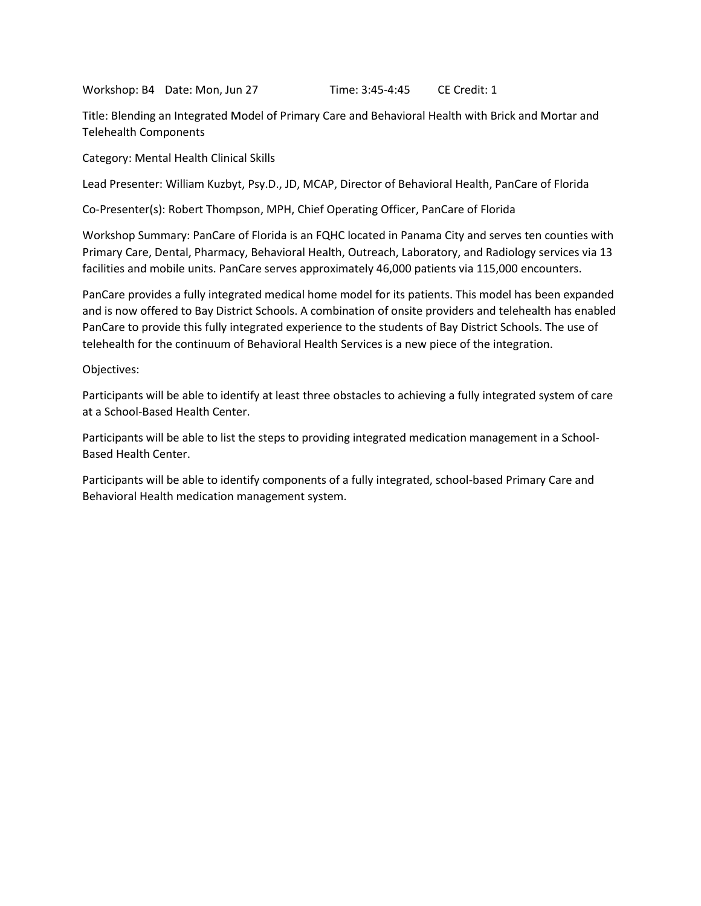Workshop: B4   Date: Mon, Jun 27   Time: 3:45-4:45   CE Credit: 1

Title: Blending an Integrated Model of Primary Care and Behavioral Health with Brick and Mortar and Telehealth Components

Category: Mental Health Clinical Skills

Lead Presenter: William Kuzbyt, Psy.D., JD, MCAP, Director of Behavioral Health, PanCare of Florida

Co-Presenter(s): Robert Thompson, MPH, Chief Operating Officer, PanCare of Florida

Workshop Summary: PanCare of Florida is an FQHC located in Panama City and serves ten counties with Primary Care, Dental, Pharmacy, Behavioral Health, Outreach, Laboratory, and Radiology services via 13 facilities and mobile units. PanCare serves approximately 46,000 patients via 115,000 encounters.

PanCare provides a fully integrated medical home model for its patients. This model has been expanded and is now offered to Bay District Schools. A combination of onsite providers and telehealth has enabled PanCare to provide this fully integrated experience to the students of Bay District Schools. The use of telehealth for the continuum of Behavioral Health Services is a new piece of the integration.

Objectives:

Participants will be able to identify at least three obstacles to achieving a fully integrated system of care at a School-Based Health Center.

Participants will be able to list the steps to providing integrated medication management in a School-Based Health Center.

Participants will be able to identify components of a fully integrated, school-based Primary Care and Behavioral Health medication management system.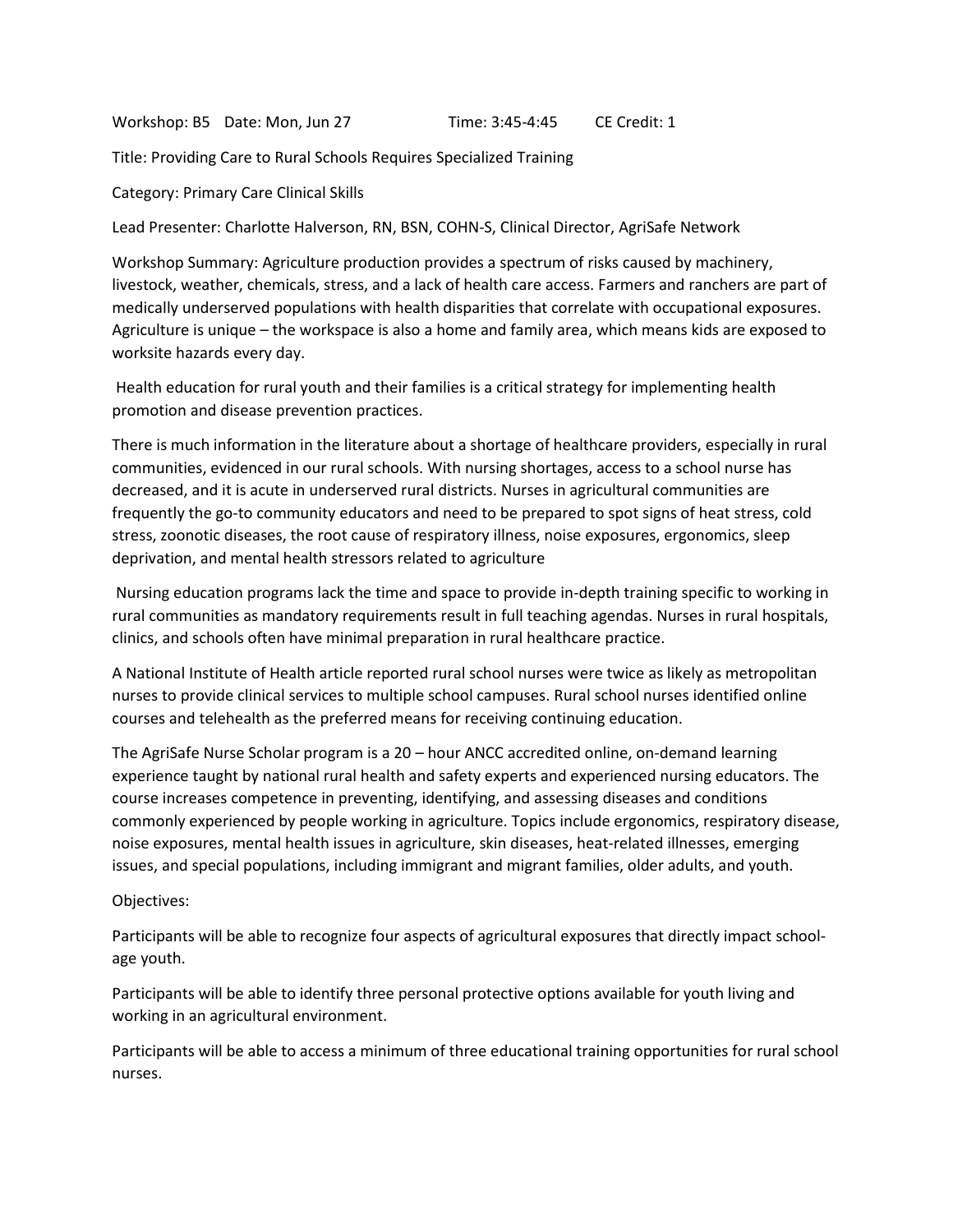Workshop: B5 Date: Mon, Jun 27 Time: 3:45-4:45 CE Credit: 1

Title: Providing Care to Rural Schools Requires Specialized Training

Category: Primary Care Clinical Skills

Lead Presenter: Charlotte Halverson, RN, BSN, COHN-S, Clinical Director, AgriSafe Network

Workshop Summary: Agriculture production provides a spectrum of risks caused by machinery, livestock, weather, chemicals, stress, and a lack of health care access. Farmers and ranchers are part of medically underserved populations with health disparities that correlate with occupational exposures. Agriculture is unique – the workspace is also a home and family area, which means kids are exposed to worksite hazards every day.

Health education for rural youth and their families is a critical strategy for implementing health promotion and disease prevention practices.

There is much information in the literature about a shortage of healthcare providers, especially in rural communities, evidenced in our rural schools. With nursing shortages, access to a school nurse has decreased, and it is acute in underserved rural districts. Nurses in agricultural communities are frequently the go-to community educators and need to be prepared to spot signs of heat stress, cold stress, zoonotic diseases, the root cause of respiratory illness, noise exposures, ergonomics, sleep deprivation, and mental health stressors related to agriculture

Nursing education programs lack the time and space to provide in-depth training specific to working in rural communities as mandatory requirements result in full teaching agendas. Nurses in rural hospitals, clinics, and schools often have minimal preparation in rural healthcare practice.

A National Institute of Health article reported rural school nurses were twice as likely as metropolitan nurses to provide clinical services to multiple school campuses. Rural school nurses identified online courses and telehealth as the preferred means for receiving continuing education.

The AgriSafe Nurse Scholar program is a 20 – hour ANCC accredited online, on-demand learning experience taught by national rural health and safety experts and experienced nursing educators. The course increases competence in preventing, identifying, and assessing diseases and conditions commonly experienced by people working in agriculture. Topics include ergonomics, respiratory disease, noise exposures, mental health issues in agriculture, skin diseases, heat-related illnesses, emerging issues, and special populations, including immigrant and migrant families, older adults, and youth.

Objectives:

Participants will be able to recognize four aspects of agricultural exposures that directly impact school-age youth.

Participants will be able to identify three personal protective options available for youth living and working in an agricultural environment.

Participants will be able to access a minimum of three educational training opportunities for rural school nurses.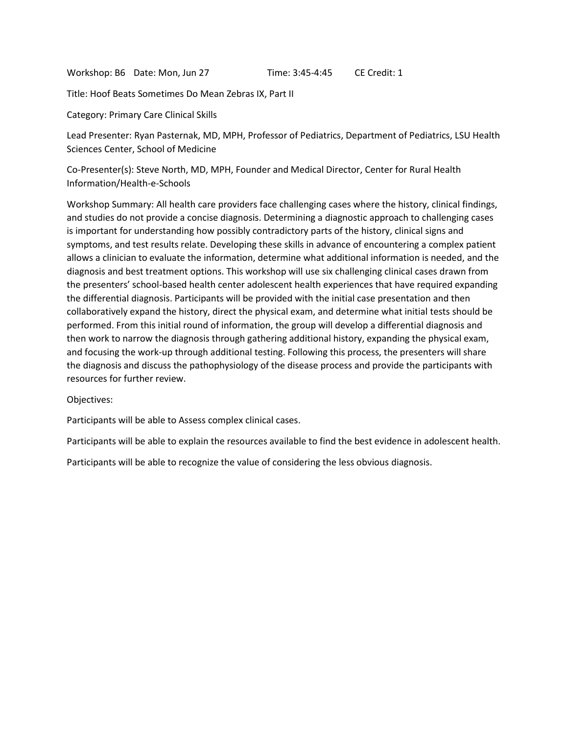Workshop: B6 Date: Mon, Jun 27 Time: 3:45-4:45 CE Credit: 1

Title: Hoof Beats Sometimes Do Mean Zebras IX, Part II

Category: Primary Care Clinical Skills

Lead Presenter: Ryan Pasternak, MD, MPH, Professor of Pediatrics, Department of Pediatrics, LSU Health Sciences Center, School of Medicine

Co-Presenter(s): Steve North, MD, MPH, Founder and Medical Director, Center for Rural Health Information/Health-e-Schools

Workshop Summary: All health care providers face challenging cases where the history, clinical findings, and studies do not provide a concise diagnosis. Determining a diagnostic approach to challenging cases is important for understanding how possibly contradictory parts of the history, clinical signs and symptoms, and test results relate. Developing these skills in advance of encountering a complex patient allows a clinician to evaluate the information, determine what additional information is needed, and the diagnosis and best treatment options. This workshop will use six challenging clinical cases drawn from the presenters' school-based health center adolescent health experiences that have required expanding the differential diagnosis. Participants will be provided with the initial case presentation and then collaboratively expand the history, direct the physical exam, and determine what initial tests should be performed. From this initial round of information, the group will develop a differential diagnosis and then work to narrow the diagnosis through gathering additional history, expanding the physical exam, and focusing the work-up through additional testing. Following this process, the presenters will share the diagnosis and discuss the pathophysiology of the disease process and provide the participants with resources for further review.

Objectives:

Participants will be able to Assess complex clinical cases.

Participants will be able to explain the resources available to find the best evidence in adolescent health.

Participants will be able to recognize the value of considering the less obvious diagnosis.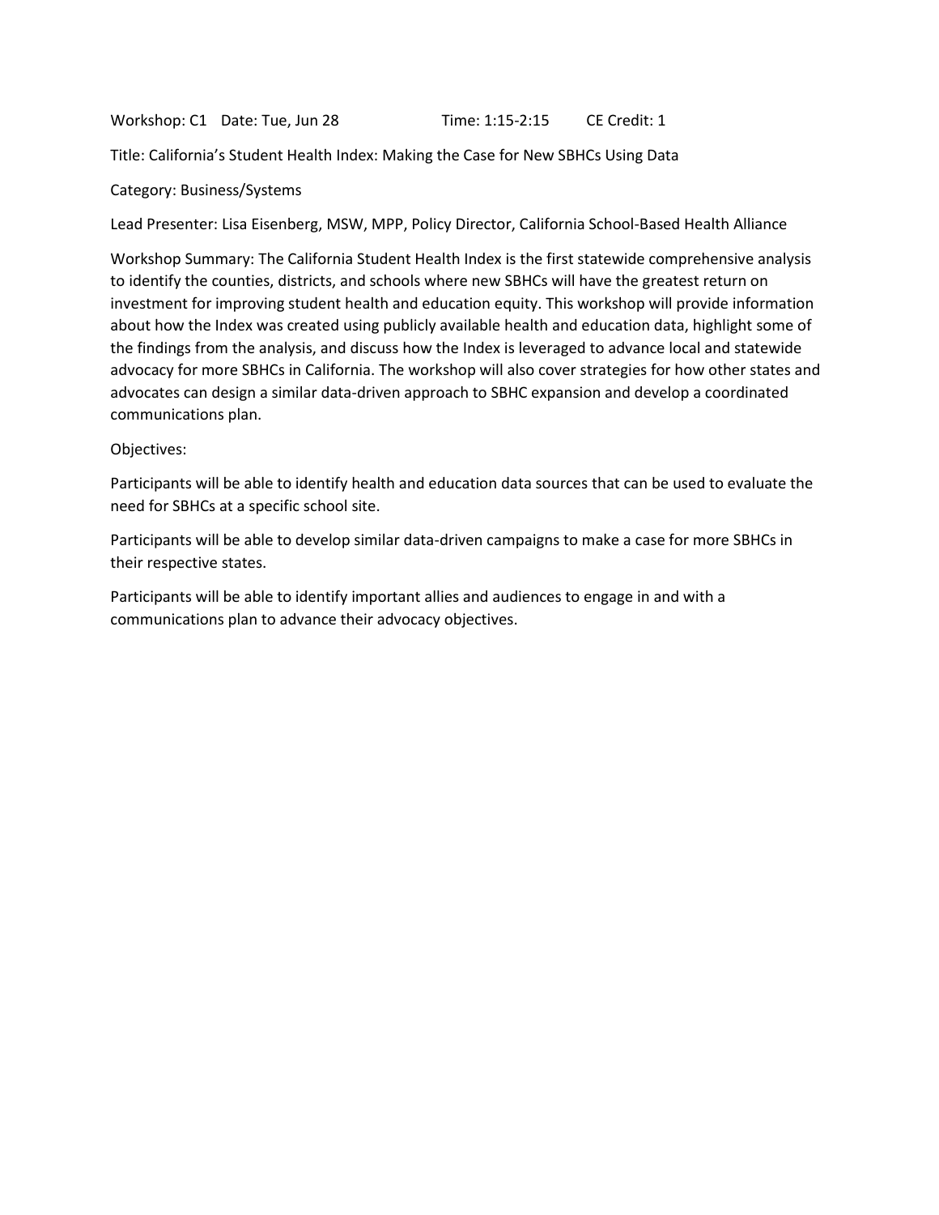Workshop: C1 Date: Tue, Jun 28 Time: 1:15-2:15 CE Credit: 1

Title: California's Student Health Index: Making the Case for New SBHCs Using Data

Category: Business/Systems

Lead Presenter: Lisa Eisenberg, MSW, MPP, Policy Director, California School-Based Health Alliance

Workshop Summary: The California Student Health Index is the first statewide comprehensive analysis to identify the counties, districts, and schools where new SBHCs will have the greatest return on investment for improving student health and education equity. This workshop will provide information about how the Index was created using publicly available health and education data, highlight some of the findings from the analysis, and discuss how the Index is leveraged to advance local and statewide advocacy for more SBHCs in California. The workshop will also cover strategies for how other states and advocates can design a similar data-driven approach to SBHC expansion and develop a coordinated communications plan.

Objectives:

Participants will be able to identify health and education data sources that can be used to evaluate the need for SBHCs at a specific school site.

Participants will be able to develop similar data-driven campaigns to make a case for more SBHCs in their respective states.

Participants will be able to identify important allies and audiences to engage in and with a communications plan to advance their advocacy objectives.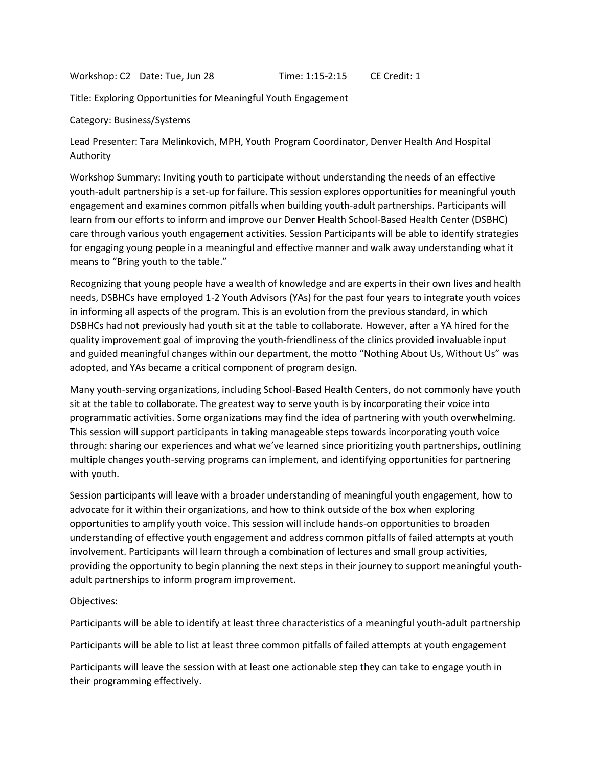Workshop: C2 Date: Tue, Jun 28 Time: 1:15-2:15 CE Credit: 1

Title: Exploring Opportunities for Meaningful Youth Engagement

Category: Business/Systems

Lead Presenter: Tara Melinkovich, MPH, Youth Program Coordinator, Denver Health And Hospital Authority

Workshop Summary: Inviting youth to participate without understanding the needs of an effective youth-adult partnership is a set-up for failure. This session explores opportunities for meaningful youth engagement and examines common pitfalls when building youth-adult partnerships. Participants will learn from our efforts to inform and improve our Denver Health School-Based Health Center (DSBHC) care through various youth engagement activities. Session Participants will be able to identify strategies for engaging young people in a meaningful and effective manner and walk away understanding what it means to "Bring youth to the table."

Recognizing that young people have a wealth of knowledge and are experts in their own lives and health needs, DSBHCs have employed 1-2 Youth Advisors (YAs) for the past four years to integrate youth voices in informing all aspects of the program. This is an evolution from the previous standard, in which DSBHCs had not previously had youth sit at the table to collaborate. However, after a YA hired for the quality improvement goal of improving the youth-friendliness of the clinics provided invaluable input and guided meaningful changes within our department, the motto "Nothing About Us, Without Us" was adopted, and YAs became a critical component of program design.

Many youth-serving organizations, including School-Based Health Centers, do not commonly have youth sit at the table to collaborate. The greatest way to serve youth is by incorporating their voice into programmatic activities. Some organizations may find the idea of partnering with youth overwhelming. This session will support participants in taking manageable steps towards incorporating youth voice through: sharing our experiences and what we've learned since prioritizing youth partnerships, outlining multiple changes youth-serving programs can implement, and identifying opportunities for partnering with youth.

Session participants will leave with a broader understanding of meaningful youth engagement, how to advocate for it within their organizations, and how to think outside of the box when exploring opportunities to amplify youth voice. This session will include hands-on opportunities to broaden understanding of effective youth engagement and address common pitfalls of failed attempts at youth involvement. Participants will learn through a combination of lectures and small group activities, providing the opportunity to begin planning the next steps in their journey to support meaningful youth-adult partnerships to inform program improvement.

Objectives:

Participants will be able to identify at least three characteristics of a meaningful youth-adult partnership

Participants will be able to list at least three common pitfalls of failed attempts at youth engagement

Participants will leave the session with at least one actionable step they can take to engage youth in their programming effectively.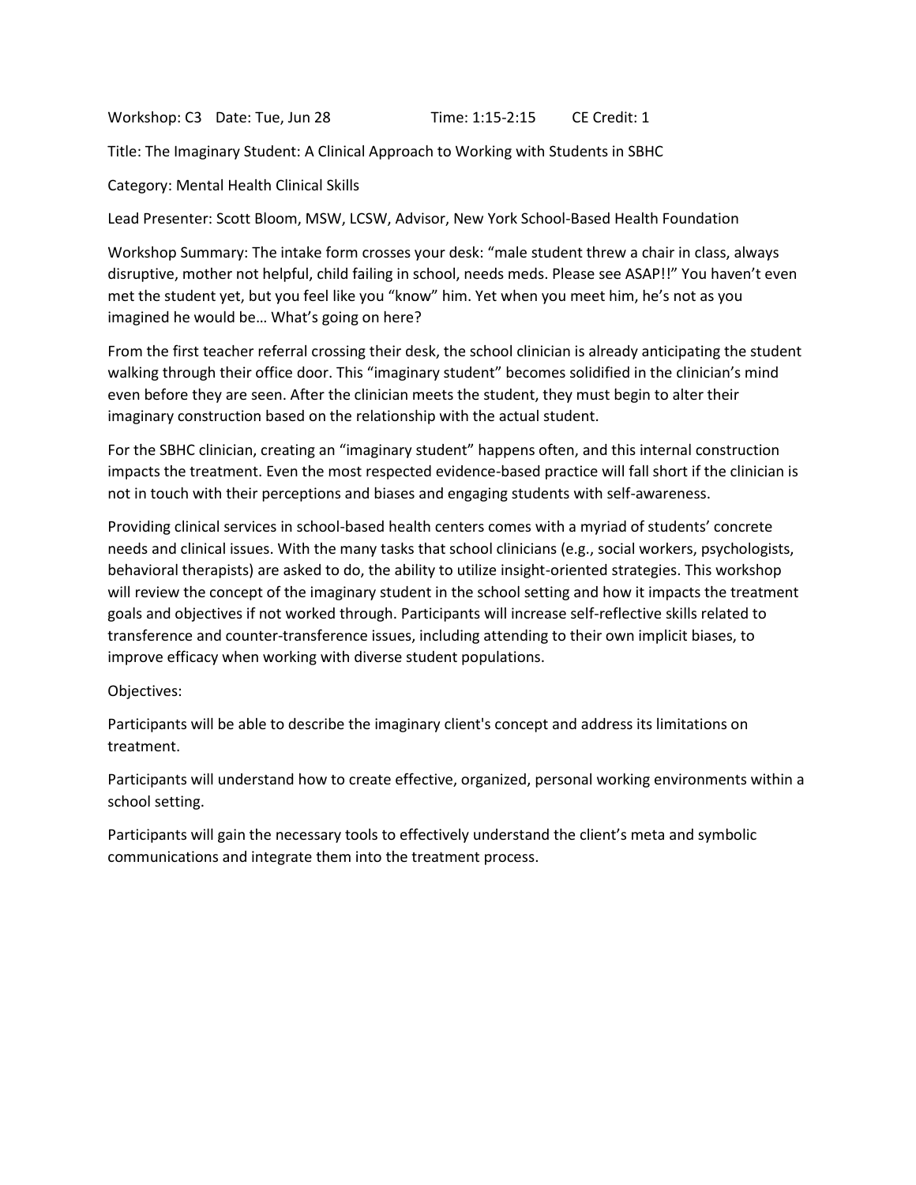Workshop: C3 Date: Tue, Jun 28 Time: 1:15-2:15 CE Credit: 1

Title: The Imaginary Student: A Clinical Approach to Working with Students in SBHC

Category: Mental Health Clinical Skills

Lead Presenter: Scott Bloom, MSW, LCSW, Advisor, New York School-Based Health Foundation

Workshop Summary: The intake form crosses your desk: "male student threw a chair in class, always disruptive, mother not helpful, child failing in school, needs meds. Please see ASAP!!" You haven't even met the student yet, but you feel like you "know" him. Yet when you meet him, he's not as you imagined he would be… What's going on here?

From the first teacher referral crossing their desk, the school clinician is already anticipating the student walking through their office door. This "imaginary student" becomes solidified in the clinician's mind even before they are seen. After the clinician meets the student, they must begin to alter their imaginary construction based on the relationship with the actual student.

For the SBHC clinician, creating an "imaginary student" happens often, and this internal construction impacts the treatment. Even the most respected evidence-based practice will fall short if the clinician is not in touch with their perceptions and biases and engaging students with self-awareness.

Providing clinical services in school-based health centers comes with a myriad of students' concrete needs and clinical issues. With the many tasks that school clinicians (e.g., social workers, psychologists, behavioral therapists) are asked to do, the ability to utilize insight-oriented strategies. This workshop will review the concept of the imaginary student in the school setting and how it impacts the treatment goals and objectives if not worked through. Participants will increase self-reflective skills related to transference and counter-transference issues, including attending to their own implicit biases, to improve efficacy when working with diverse student populations.

Objectives:

Participants will be able to describe the imaginary client's concept and address its limitations on treatment.

Participants will understand how to create effective, organized, personal working environments within a school setting.

Participants will gain the necessary tools to effectively understand the client's meta and symbolic communications and integrate them into the treatment process.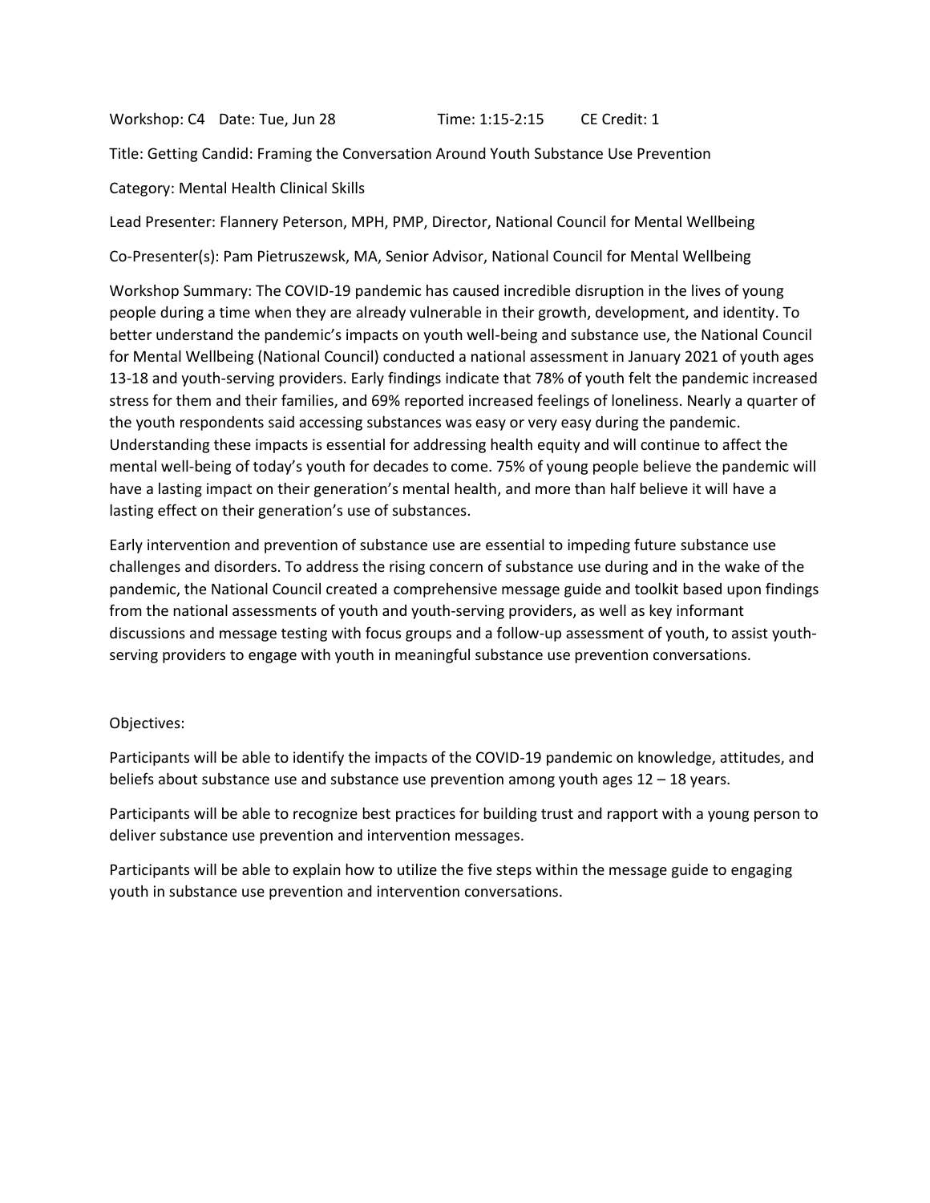Workshop: C4 Date: Tue, Jun 28 Time: 1:15-2:15 CE Credit: 1

Title: Getting Candid: Framing the Conversation Around Youth Substance Use Prevention

Category: Mental Health Clinical Skills

Lead Presenter: Flannery Peterson, MPH, PMP, Director, National Council for Mental Wellbeing

Co-Presenter(s): Pam Pietruszewsk, MA, Senior Advisor, National Council for Mental Wellbeing

Workshop Summary: The COVID-19 pandemic has caused incredible disruption in the lives of young people during a time when they are already vulnerable in their growth, development, and identity. To better understand the pandemic's impacts on youth well-being and substance use, the National Council for Mental Wellbeing (National Council) conducted a national assessment in January 2021 of youth ages 13-18 and youth-serving providers. Early findings indicate that 78% of youth felt the pandemic increased stress for them and their families, and 69% reported increased feelings of loneliness. Nearly a quarter of the youth respondents said accessing substances was easy or very easy during the pandemic. Understanding these impacts is essential for addressing health equity and will continue to affect the mental well-being of today's youth for decades to come. 75% of young people believe the pandemic will have a lasting impact on their generation's mental health, and more than half believe it will have a lasting effect on their generation's use of substances.

Early intervention and prevention of substance use are essential to impeding future substance use challenges and disorders. To address the rising concern of substance use during and in the wake of the pandemic, the National Council created a comprehensive message guide and toolkit based upon findings from the national assessments of youth and youth-serving providers, as well as key informant discussions and message testing with focus groups and a follow-up assessment of youth, to assist youth-serving providers to engage with youth in meaningful substance use prevention conversations.

Objectives:

Participants will be able to identify the impacts of the COVID-19 pandemic on knowledge, attitudes, and beliefs about substance use and substance use prevention among youth ages 12 – 18 years.

Participants will be able to recognize best practices for building trust and rapport with a young person to deliver substance use prevention and intervention messages.

Participants will be able to explain how to utilize the five steps within the message guide to engaging youth in substance use prevention and intervention conversations.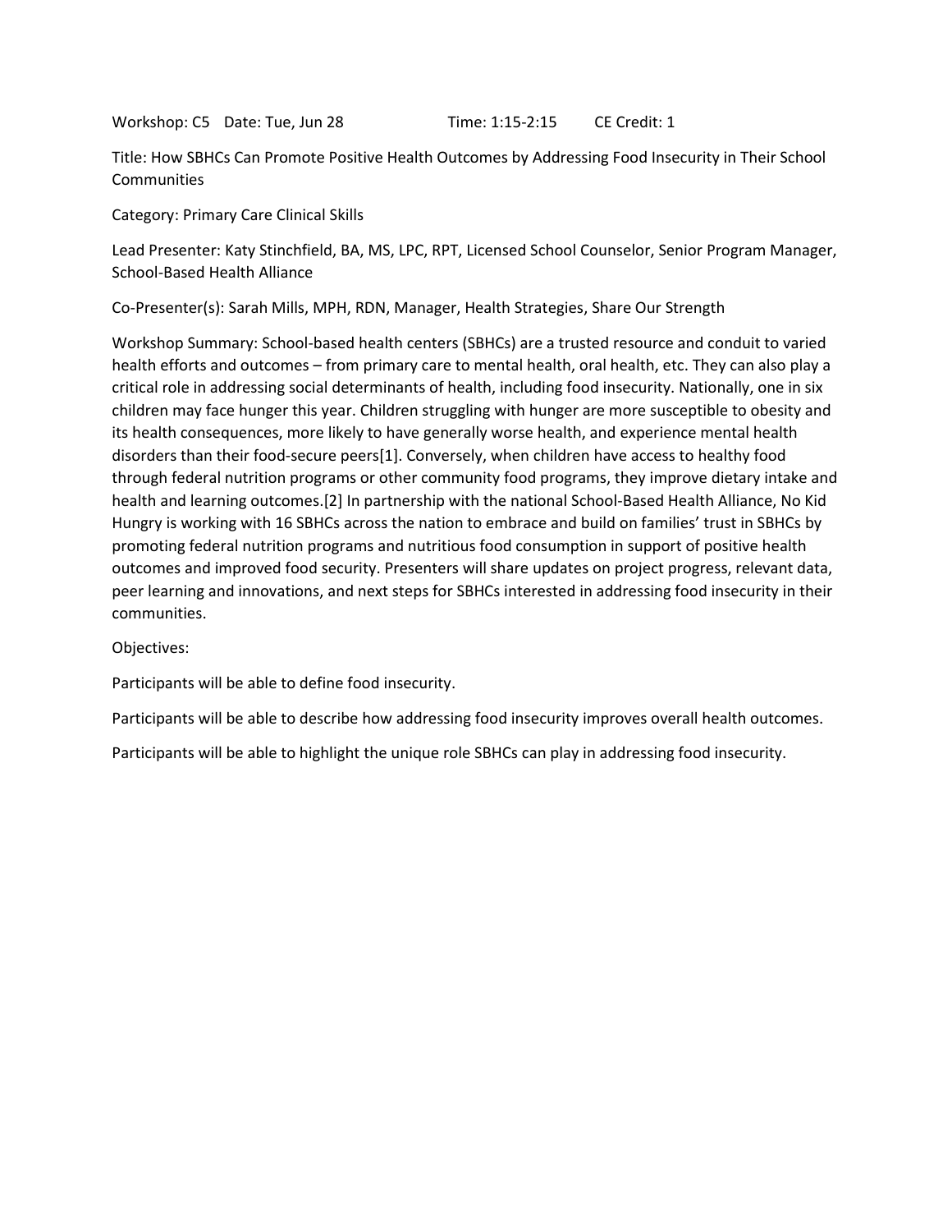Workshop: C5 Date: Tue, Jun 28 Time: 1:15-2:15 CE Credit: 1

Title: How SBHCs Can Promote Positive Health Outcomes by Addressing Food Insecurity in Their School Communities

Category: Primary Care Clinical Skills

Lead Presenter: Katy Stinchfield, BA, MS, LPC, RPT, Licensed School Counselor, Senior Program Manager, School-Based Health Alliance

Co-Presenter(s): Sarah Mills, MPH, RDN, Manager, Health Strategies, Share Our Strength

Workshop Summary: School-based health centers (SBHCs) are a trusted resource and conduit to varied health efforts and outcomes – from primary care to mental health, oral health, etc. They can also play a critical role in addressing social determinants of health, including food insecurity. Nationally, one in six children may face hunger this year. Children struggling with hunger are more susceptible to obesity and its health consequences, more likely to have generally worse health, and experience mental health disorders than their food-secure peers[1]. Conversely, when children have access to healthy food through federal nutrition programs or other community food programs, they improve dietary intake and health and learning outcomes.[2] In partnership with the national School-Based Health Alliance, No Kid Hungry is working with 16 SBHCs across the nation to embrace and build on families' trust in SBHCs by promoting federal nutrition programs and nutritious food consumption in support of positive health outcomes and improved food security. Presenters will share updates on project progress, relevant data, peer learning and innovations, and next steps for SBHCs interested in addressing food insecurity in their communities.

Objectives:

Participants will be able to define food insecurity.

Participants will be able to describe how addressing food insecurity improves overall health outcomes.

Participants will be able to highlight the unique role SBHCs can play in addressing food insecurity.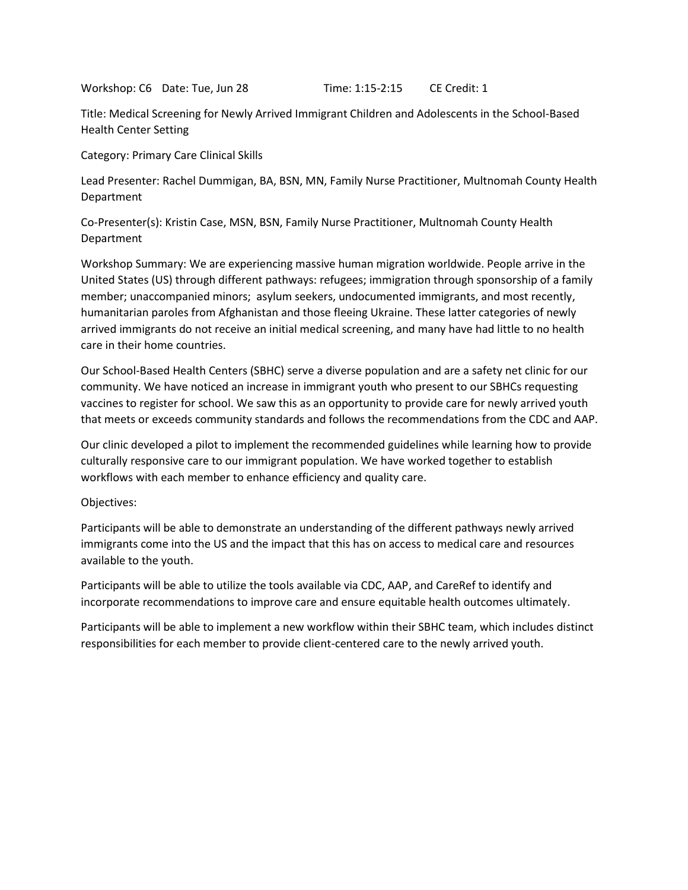Workshop: C6 Date: Tue, Jun 28 Time: 1:15-2:15 CE Credit: 1

Title: Medical Screening for Newly Arrived Immigrant Children and Adolescents in the School-Based Health Center Setting

Category: Primary Care Clinical Skills

Lead Presenter: Rachel Dummigan, BA, BSN, MN, Family Nurse Practitioner, Multnomah County Health Department

Co-Presenter(s): Kristin Case, MSN, BSN, Family Nurse Practitioner, Multnomah County Health Department

Workshop Summary: We are experiencing massive human migration worldwide. People arrive in the United States (US) through different pathways: refugees; immigration through sponsorship of a family member; unaccompanied minors; asylum seekers, undocumented immigrants, and most recently, humanitarian paroles from Afghanistan and those fleeing Ukraine. These latter categories of newly arrived immigrants do not receive an initial medical screening, and many have had little to no health care in their home countries.

Our School-Based Health Centers (SBHC) serve a diverse population and are a safety net clinic for our community. We have noticed an increase in immigrant youth who present to our SBHCs requesting vaccines to register for school. We saw this as an opportunity to provide care for newly arrived youth that meets or exceeds community standards and follows the recommendations from the CDC and AAP.

Our clinic developed a pilot to implement the recommended guidelines while learning how to provide culturally responsive care to our immigrant population. We have worked together to establish workflows with each member to enhance efficiency and quality care.

Objectives:

Participants will be able to demonstrate an understanding of the different pathways newly arrived immigrants come into the US and the impact that this has on access to medical care and resources available to the youth.

Participants will be able to utilize the tools available via CDC, AAP, and CareRef to identify and incorporate recommendations to improve care and ensure equitable health outcomes ultimately.

Participants will be able to implement a new workflow within their SBHC team, which includes distinct responsibilities for each member to provide client-centered care to the newly arrived youth.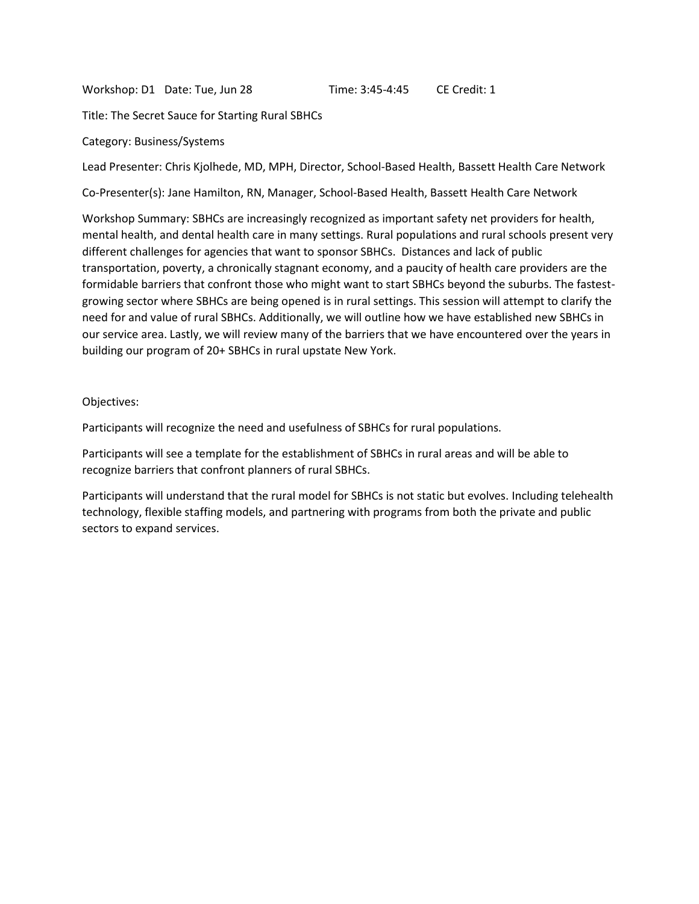Workshop: D1 Date: Tue, Jun 28 Time: 3:45-4:45 CE Credit: 1

Title: The Secret Sauce for Starting Rural SBHCs

Category: Business/Systems

Lead Presenter: Chris Kjolhede, MD, MPH, Director, School-Based Health, Bassett Health Care Network

Co-Presenter(s): Jane Hamilton, RN, Manager, School-Based Health, Bassett Health Care Network

Workshop Summary: SBHCs are increasingly recognized as important safety net providers for health, mental health, and dental health care in many settings. Rural populations and rural schools present very different challenges for agencies that want to sponsor SBHCs. Distances and lack of public transportation, poverty, a chronically stagnant economy, and a paucity of health care providers are the formidable barriers that confront those who might want to start SBHCs beyond the suburbs. The fastest-growing sector where SBHCs are being opened is in rural settings. This session will attempt to clarify the need for and value of rural SBHCs. Additionally, we will outline how we have established new SBHCs in our service area. Lastly, we will review many of the barriers that we have encountered over the years in building our program of 20+ SBHCs in rural upstate New York.

Objectives:

Participants will recognize the need and usefulness of SBHCs for rural populations.

Participants will see a template for the establishment of SBHCs in rural areas and will be able to recognize barriers that confront planners of rural SBHCs.

Participants will understand that the rural model for SBHCs is not static but evolves. Including telehealth technology, flexible staffing models, and partnering with programs from both the private and public sectors to expand services.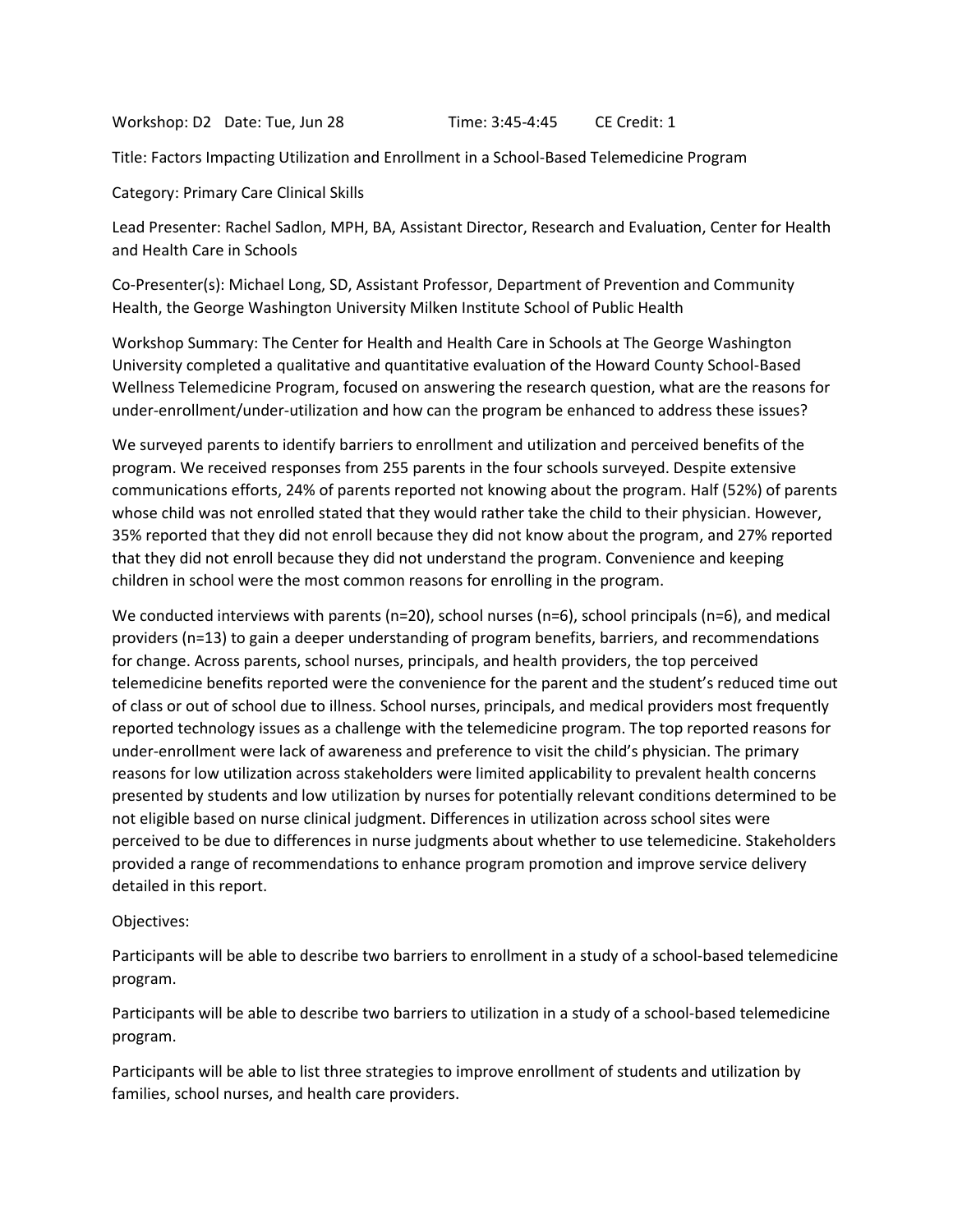Workshop: D2 Date: Tue, Jun 28 Time: 3:45-4:45 CE Credit: 1

Title: Factors Impacting Utilization and Enrollment in a School-Based Telemedicine Program

Category: Primary Care Clinical Skills

Lead Presenter: Rachel Sadlon, MPH, BA, Assistant Director, Research and Evaluation, Center for Health and Health Care in Schools

Co-Presenter(s): Michael Long, SD, Assistant Professor, Department of Prevention and Community Health, the George Washington University Milken Institute School of Public Health

Workshop Summary: The Center for Health and Health Care in Schools at The George Washington University completed a qualitative and quantitative evaluation of the Howard County School-Based Wellness Telemedicine Program, focused on answering the research question, what are the reasons for under-enrollment/under-utilization and how can the program be enhanced to address these issues?

We surveyed parents to identify barriers to enrollment and utilization and perceived benefits of the program. We received responses from 255 parents in the four schools surveyed. Despite extensive communications efforts, 24% of parents reported not knowing about the program. Half (52%) of parents whose child was not enrolled stated that they would rather take the child to their physician. However, 35% reported that they did not enroll because they did not know about the program, and 27% reported that they did not enroll because they did not understand the program. Convenience and keeping children in school were the most common reasons for enrolling in the program.

We conducted interviews with parents (n=20), school nurses (n=6), school principals (n=6), and medical providers (n=13) to gain a deeper understanding of program benefits, barriers, and recommendations for change. Across parents, school nurses, principals, and health providers, the top perceived telemedicine benefits reported were the convenience for the parent and the student's reduced time out of class or out of school due to illness. School nurses, principals, and medical providers most frequently reported technology issues as a challenge with the telemedicine program. The top reported reasons for under-enrollment were lack of awareness and preference to visit the child's physician. The primary reasons for low utilization across stakeholders were limited applicability to prevalent health concerns presented by students and low utilization by nurses for potentially relevant conditions determined to be not eligible based on nurse clinical judgment. Differences in utilization across school sites were perceived to be due to differences in nurse judgments about whether to use telemedicine. Stakeholders provided a range of recommendations to enhance program promotion and improve service delivery detailed in this report.

Objectives:

Participants will be able to describe two barriers to enrollment in a study of a school-based telemedicine program.

Participants will be able to describe two barriers to utilization in a study of a school-based telemedicine program.

Participants will be able to list three strategies to improve enrollment of students and utilization by families, school nurses, and health care providers.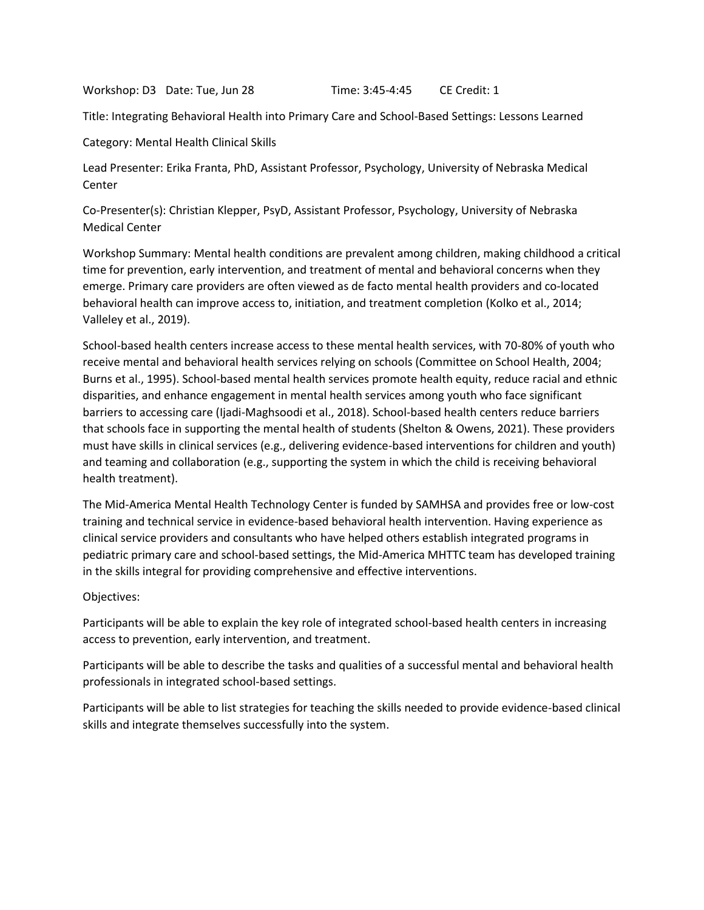Workshop: D3 Date: Tue, Jun 28 Time: 3:45-4:45 CE Credit: 1

Title: Integrating Behavioral Health into Primary Care and School-Based Settings: Lessons Learned

Category: Mental Health Clinical Skills

Lead Presenter: Erika Franta, PhD, Assistant Professor, Psychology, University of Nebraska Medical Center

Co-Presenter(s): Christian Klepper, PsyD, Assistant Professor, Psychology, University of Nebraska Medical Center

Workshop Summary: Mental health conditions are prevalent among children, making childhood a critical time for prevention, early intervention, and treatment of mental and behavioral concerns when they emerge. Primary care providers are often viewed as de facto mental health providers and co-located behavioral health can improve access to, initiation, and treatment completion (Kolko et al., 2014; Valleley et al., 2019).

School-based health centers increase access to these mental health services, with 70-80% of youth who receive mental and behavioral health services relying on schools (Committee on School Health, 2004; Burns et al., 1995). School-based mental health services promote health equity, reduce racial and ethnic disparities, and enhance engagement in mental health services among youth who face significant barriers to accessing care (Ijadi-Maghsoodi et al., 2018). School-based health centers reduce barriers that schools face in supporting the mental health of students (Shelton & Owens, 2021). These providers must have skills in clinical services (e.g., delivering evidence-based interventions for children and youth) and teaming and collaboration (e.g., supporting the system in which the child is receiving behavioral health treatment).

The Mid-America Mental Health Technology Center is funded by SAMHSA and provides free or low-cost training and technical service in evidence-based behavioral health intervention. Having experience as clinical service providers and consultants who have helped others establish integrated programs in pediatric primary care and school-based settings, the Mid-America MHTTC team has developed training in the skills integral for providing comprehensive and effective interventions.

Objectives:

Participants will be able to explain the key role of integrated school-based health centers in increasing access to prevention, early intervention, and treatment.

Participants will be able to describe the tasks and qualities of a successful mental and behavioral health professionals in integrated school-based settings.

Participants will be able to list strategies for teaching the skills needed to provide evidence-based clinical skills and integrate themselves successfully into the system.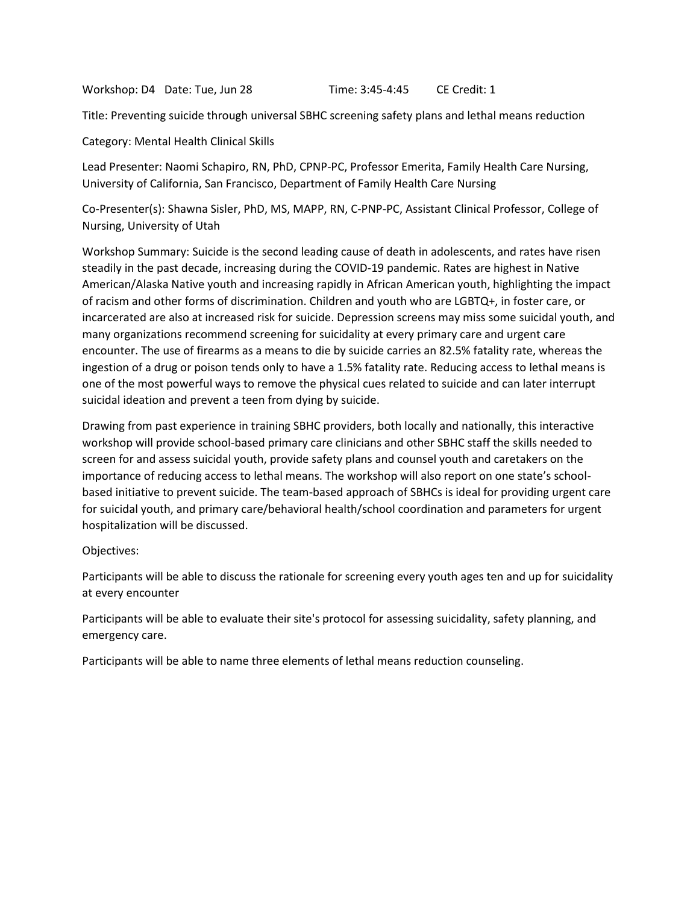Workshop: D4 Date: Tue, Jun 28 Time: 3:45-4:45 CE Credit: 1

Title: Preventing suicide through universal SBHC screening safety plans and lethal means reduction

Category: Mental Health Clinical Skills

Lead Presenter: Naomi Schapiro, RN, PhD, CPNP-PC, Professor Emerita, Family Health Care Nursing, University of California, San Francisco, Department of Family Health Care Nursing

Co-Presenter(s): Shawna Sisler, PhD, MS, MAPP, RN, C-PNP-PC, Assistant Clinical Professor, College of Nursing, University of Utah

Workshop Summary: Suicide is the second leading cause of death in adolescents, and rates have risen steadily in the past decade, increasing during the COVID-19 pandemic. Rates are highest in Native American/Alaska Native youth and increasing rapidly in African American youth, highlighting the impact of racism and other forms of discrimination. Children and youth who are LGBTQ+, in foster care, or incarcerated are also at increased risk for suicide. Depression screens may miss some suicidal youth, and many organizations recommend screening for suicidality at every primary care and urgent care encounter. The use of firearms as a means to die by suicide carries an 82.5% fatality rate, whereas the ingestion of a drug or poison tends only to have a 1.5% fatality rate. Reducing access to lethal means is one of the most powerful ways to remove the physical cues related to suicide and can later interrupt suicidal ideation and prevent a teen from dying by suicide.

Drawing from past experience in training SBHC providers, both locally and nationally, this interactive workshop will provide school-based primary care clinicians and other SBHC staff the skills needed to screen for and assess suicidal youth, provide safety plans and counsel youth and caretakers on the importance of reducing access to lethal means. The workshop will also report on one state's school-based initiative to prevent suicide. The team-based approach of SBHCs is ideal for providing urgent care for suicidal youth, and primary care/behavioral health/school coordination and parameters for urgent hospitalization will be discussed.

Objectives:

Participants will be able to discuss the rationale for screening every youth ages ten and up for suicidality at every encounter

Participants will be able to evaluate their site's protocol for assessing suicidality, safety planning, and emergency care.

Participants will be able to name three elements of lethal means reduction counseling.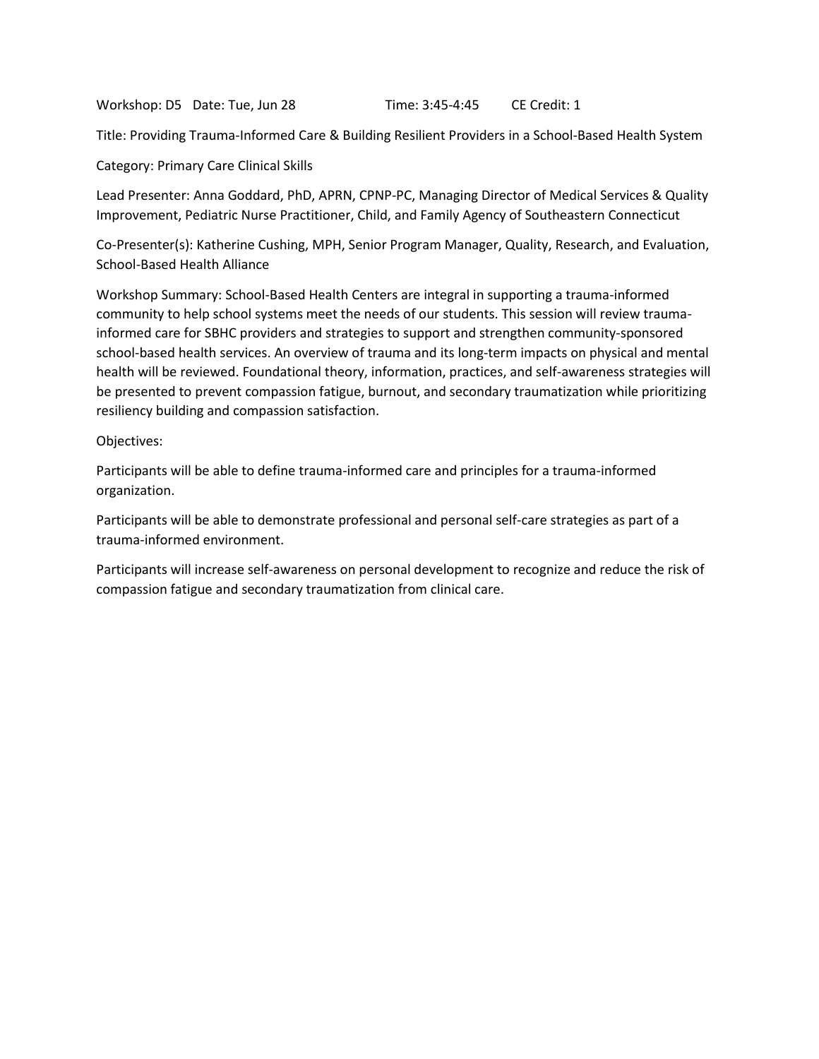Workshop: D5   Date: Tue, Jun 28   Time: 3:45-4:45   CE Credit: 1

Title: Providing Trauma-Informed Care & Building Resilient Providers in a School-Based Health System

Category: Primary Care Clinical Skills

Lead Presenter: Anna Goddard, PhD, APRN, CPNP-PC, Managing Director of Medical Services & Quality Improvement, Pediatric Nurse Practitioner, Child, and Family Agency of Southeastern Connecticut

Co-Presenter(s): Katherine Cushing, MPH, Senior Program Manager, Quality, Research, and Evaluation, School-Based Health Alliance

Workshop Summary: School-Based Health Centers are integral in supporting a trauma-informed community to help school systems meet the needs of our students. This session will review trauma-informed care for SBHC providers and strategies to support and strengthen community-sponsored school-based health services. An overview of trauma and its long-term impacts on physical and mental health will be reviewed. Foundational theory, information, practices, and self-awareness strategies will be presented to prevent compassion fatigue, burnout, and secondary traumatization while prioritizing resiliency building and compassion satisfaction.

Objectives:

Participants will be able to define trauma-informed care and principles for a trauma-informed organization.

Participants will be able to demonstrate professional and personal self-care strategies as part of a trauma-informed environment.

Participants will increase self-awareness on personal development to recognize and reduce the risk of compassion fatigue and secondary traumatization from clinical care.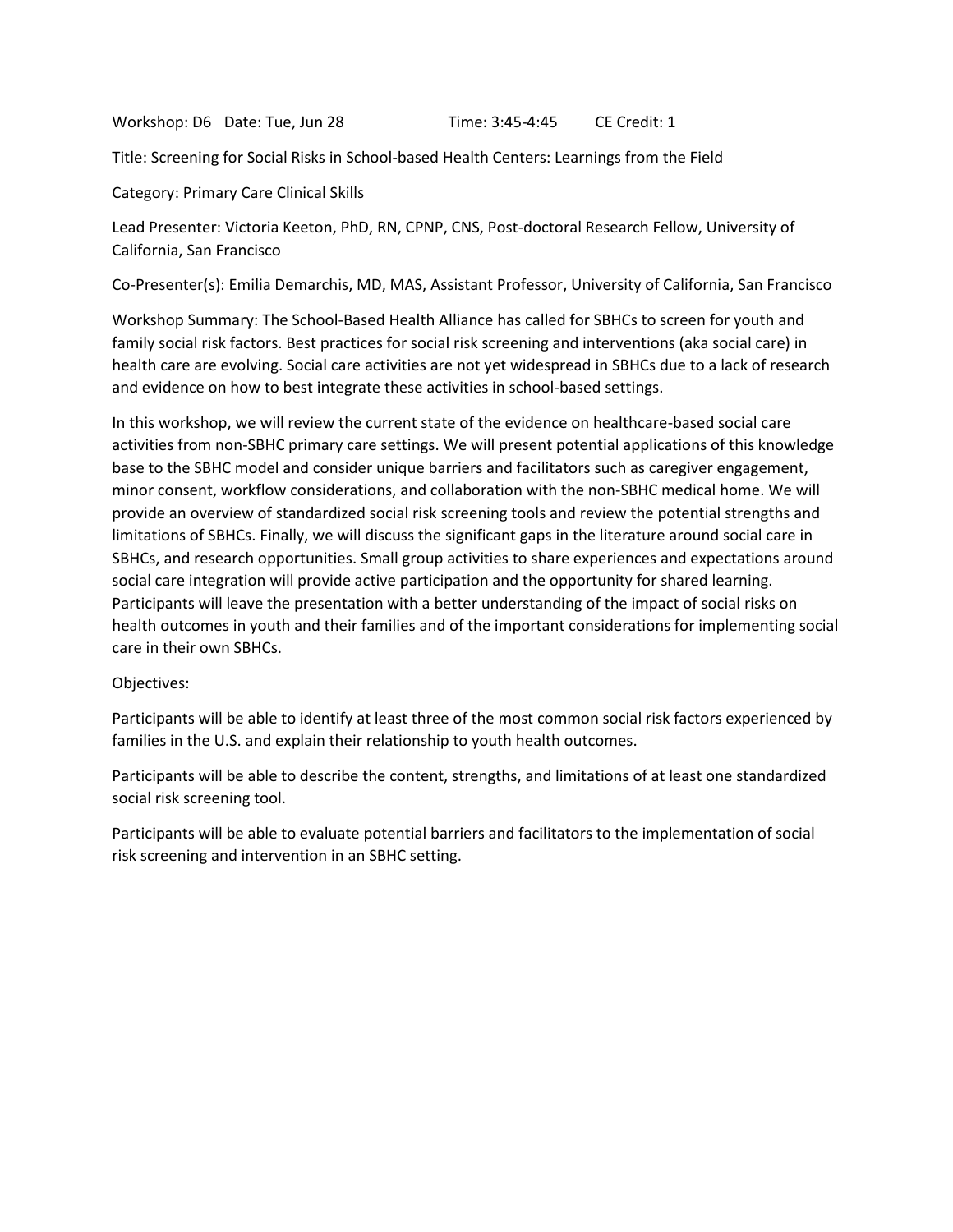Workshop: D6   Date: Tue, Jun 28   Time: 3:45-4:45   CE Credit: 1

Title: Screening for Social Risks in School-based Health Centers: Learnings from the Field

Category: Primary Care Clinical Skills

Lead Presenter: Victoria Keeton, PhD, RN, CPNP, CNS, Post-doctoral Research Fellow, University of California, San Francisco

Co-Presenter(s): Emilia Demarchis, MD, MAS, Assistant Professor, University of California, San Francisco

Workshop Summary: The School-Based Health Alliance has called for SBHCs to screen for youth and family social risk factors. Best practices for social risk screening and interventions (aka social care) in health care are evolving. Social care activities are not yet widespread in SBHCs due to a lack of research and evidence on how to best integrate these activities in school-based settings.

In this workshop, we will review the current state of the evidence on healthcare-based social care activities from non-SBHC primary care settings. We will present potential applications of this knowledge base to the SBHC model and consider unique barriers and facilitators such as caregiver engagement, minor consent, workflow considerations, and collaboration with the non-SBHC medical home. We will provide an overview of standardized social risk screening tools and review the potential strengths and limitations of SBHCs. Finally, we will discuss the significant gaps in the literature around social care in SBHCs, and research opportunities. Small group activities to share experiences and expectations around social care integration will provide active participation and the opportunity for shared learning. Participants will leave the presentation with a better understanding of the impact of social risks on health outcomes in youth and their families and of the important considerations for implementing social care in their own SBHCs.

Objectives:

Participants will be able to identify at least three of the most common social risk factors experienced by families in the U.S. and explain their relationship to youth health outcomes.

Participants will be able to describe the content, strengths, and limitations of at least one standardized social risk screening tool.

Participants will be able to evaluate potential barriers and facilitators to the implementation of social risk screening and intervention in an SBHC setting.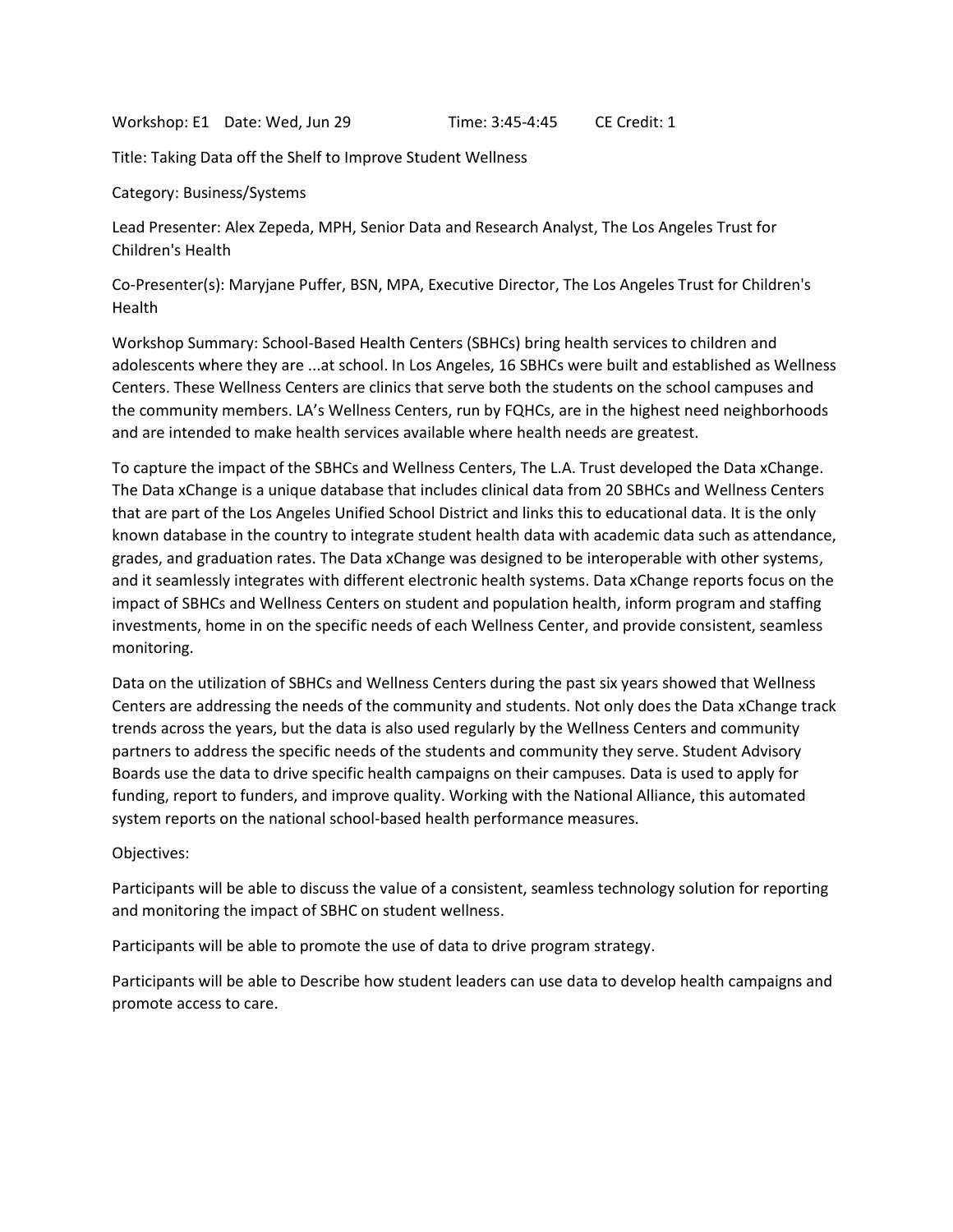Workshop: E1 Date: Wed, Jun 29 Time: 3:45-4:45 CE Credit: 1

Title: Taking Data off the Shelf to Improve Student Wellness

Category: Business/Systems

Lead Presenter: Alex Zepeda, MPH, Senior Data and Research Analyst, The Los Angeles Trust for Children's Health

Co-Presenter(s): Maryjane Puffer, BSN, MPA, Executive Director, The Los Angeles Trust for Children's Health

Workshop Summary: School-Based Health Centers (SBHCs) bring health services to children and adolescents where they are ...at school. In Los Angeles, 16 SBHCs were built and established as Wellness Centers. These Wellness Centers are clinics that serve both the students on the school campuses and the community members. LA's Wellness Centers, run by FQHCs, are in the highest need neighborhoods and are intended to make health services available where health needs are greatest.

To capture the impact of the SBHCs and Wellness Centers, The L.A. Trust developed the Data xChange. The Data xChange is a unique database that includes clinical data from 20 SBHCs and Wellness Centers that are part of the Los Angeles Unified School District and links this to educational data. It is the only known database in the country to integrate student health data with academic data such as attendance, grades, and graduation rates. The Data xChange was designed to be interoperable with other systems, and it seamlessly integrates with different electronic health systems. Data xChange reports focus on the impact of SBHCs and Wellness Centers on student and population health, inform program and staffing investments, home in on the specific needs of each Wellness Center, and provide consistent, seamless monitoring.

Data on the utilization of SBHCs and Wellness Centers during the past six years showed that Wellness Centers are addressing the needs of the community and students. Not only does the Data xChange track trends across the years, but the data is also used regularly by the Wellness Centers and community partners to address the specific needs of the students and community they serve. Student Advisory Boards use the data to drive specific health campaigns on their campuses. Data is used to apply for funding, report to funders, and improve quality. Working with the National Alliance, this automated system reports on the national school-based health performance measures.

Objectives:

Participants will be able to discuss the value of a consistent, seamless technology solution for reporting and monitoring the impact of SBHC on student wellness.

Participants will be able to promote the use of data to drive program strategy.

Participants will be able to Describe how student leaders can use data to develop health campaigns and promote access to care.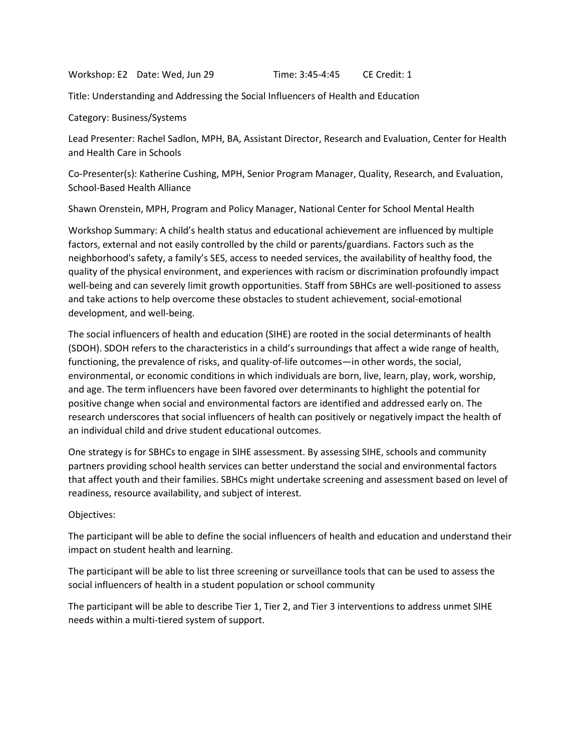Workshop: E2 Date: Wed, Jun 29 Time: 3:45-4:45 CE Credit: 1

Title: Understanding and Addressing the Social Influencers of Health and Education

Category: Business/Systems

Lead Presenter: Rachel Sadlon, MPH, BA, Assistant Director, Research and Evaluation, Center for Health and Health Care in Schools

Co-Presenter(s): Katherine Cushing, MPH, Senior Program Manager, Quality, Research, and Evaluation, School-Based Health Alliance

Shawn Orenstein, MPH, Program and Policy Manager, National Center for School Mental Health

Workshop Summary: A child's health status and educational achievement are influenced by multiple factors, external and not easily controlled by the child or parents/guardians. Factors such as the neighborhood's safety, a family's SES, access to needed services, the availability of healthy food, the quality of the physical environment, and experiences with racism or discrimination profoundly impact well-being and can severely limit growth opportunities. Staff from SBHCs are well-positioned to assess and take actions to help overcome these obstacles to student achievement, social-emotional development, and well-being.

The social influencers of health and education (SIHE) are rooted in the social determinants of health (SDOH). SDOH refers to the characteristics in a child's surroundings that affect a wide range of health, functioning, the prevalence of risks, and quality-of-life outcomes—in other words, the social, environmental, or economic conditions in which individuals are born, live, learn, play, work, worship, and age. The term influencers have been favored over determinants to highlight the potential for positive change when social and environmental factors are identified and addressed early on. The research underscores that social influencers of health can positively or negatively impact the health of an individual child and drive student educational outcomes.

One strategy is for SBHCs to engage in SIHE assessment. By assessing SIHE, schools and community partners providing school health services can better understand the social and environmental factors that affect youth and their families. SBHCs might undertake screening and assessment based on level of readiness, resource availability, and subject of interest.

Objectives:

The participant will be able to define the social influencers of health and education and understand their impact on student health and learning.

The participant will be able to list three screening or surveillance tools that can be used to assess the social influencers of health in a student population or school community

The participant will be able to describe Tier 1, Tier 2, and Tier 3 interventions to address unmet SIHE needs within a multi-tiered system of support.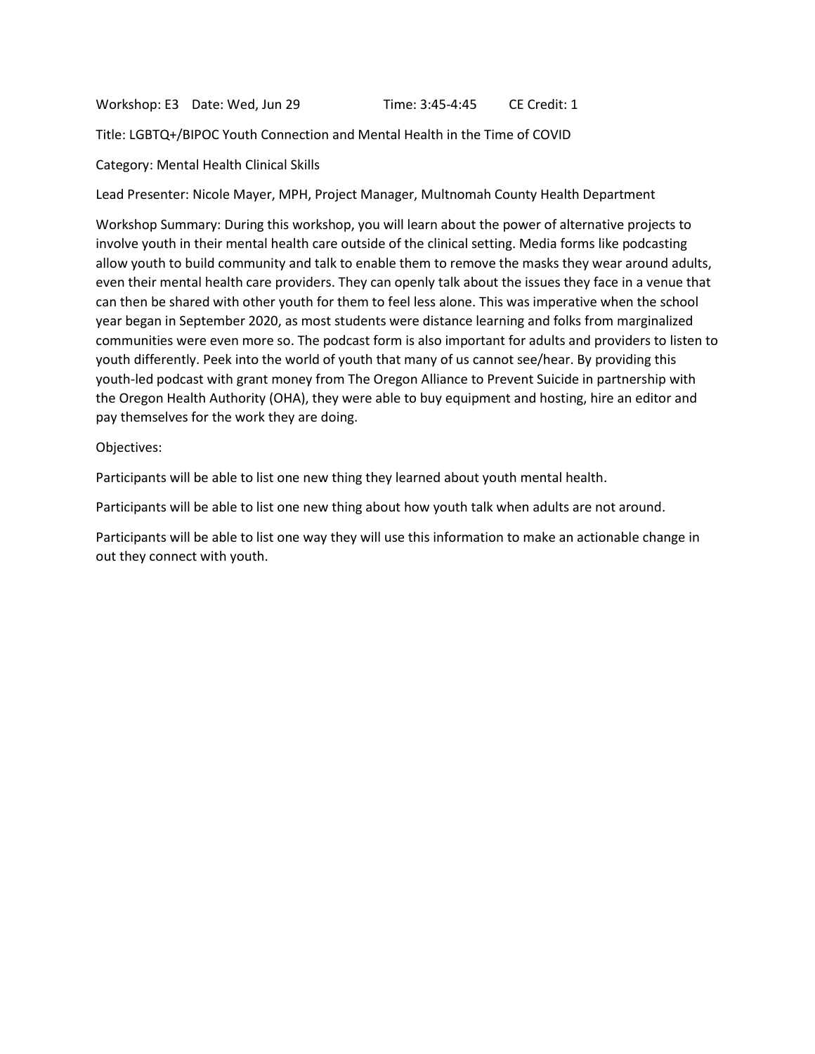Workshop: E3 Date: Wed, Jun 29 Time: 3:45-4:45 CE Credit: 1

Title: LGBTQ+/BIPOC Youth Connection and Mental Health in the Time of COVID

Category: Mental Health Clinical Skills

Lead Presenter: Nicole Mayer, MPH, Project Manager, Multnomah County Health Department

Workshop Summary: During this workshop, you will learn about the power of alternative projects to involve youth in their mental health care outside of the clinical setting. Media forms like podcasting allow youth to build community and talk to enable them to remove the masks they wear around adults, even their mental health care providers. They can openly talk about the issues they face in a venue that can then be shared with other youth for them to feel less alone. This was imperative when the school year began in September 2020, as most students were distance learning and folks from marginalized communities were even more so. The podcast form is also important for adults and providers to listen to youth differently. Peek into the world of youth that many of us cannot see/hear. By providing this youth-led podcast with grant money from The Oregon Alliance to Prevent Suicide in partnership with the Oregon Health Authority (OHA), they were able to buy equipment and hosting, hire an editor and pay themselves for the work they are doing.

Objectives:

Participants will be able to list one new thing they learned about youth mental health.

Participants will be able to list one new thing about how youth talk when adults are not around.

Participants will be able to list one way they will use this information to make an actionable change in out they connect with youth.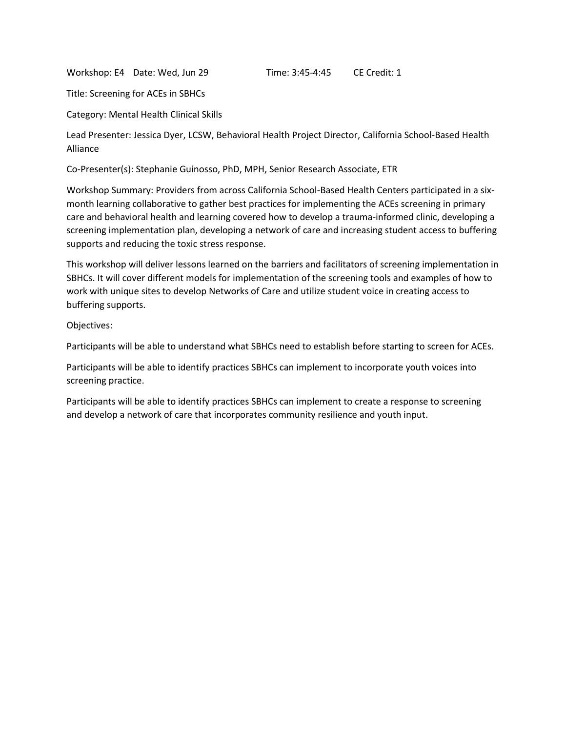Workshop: E4 Date: Wed, Jun 29 Time: 3:45-4:45 CE Credit: 1

Title: Screening for ACEs in SBHCs

Category: Mental Health Clinical Skills

Lead Presenter: Jessica Dyer, LCSW, Behavioral Health Project Director, California School-Based Health Alliance

Co-Presenter(s): Stephanie Guinosso, PhD, MPH, Senior Research Associate, ETR

Workshop Summary: Providers from across California School-Based Health Centers participated in a six-month learning collaborative to gather best practices for implementing the ACEs screening in primary care and behavioral health and learning covered how to develop a trauma-informed clinic, developing a screening implementation plan, developing a network of care and increasing student access to buffering supports and reducing the toxic stress response.

This workshop will deliver lessons learned on the barriers and facilitators of screening implementation in SBHCs. It will cover different models for implementation of the screening tools and examples of how to work with unique sites to develop Networks of Care and utilize student voice in creating access to buffering supports.

Objectives:

Participants will be able to understand what SBHCs need to establish before starting to screen for ACEs.

Participants will be able to identify practices SBHCs can implement to incorporate youth voices into screening practice.

Participants will be able to identify practices SBHCs can implement to create a response to screening and develop a network of care that incorporates community resilience and youth input.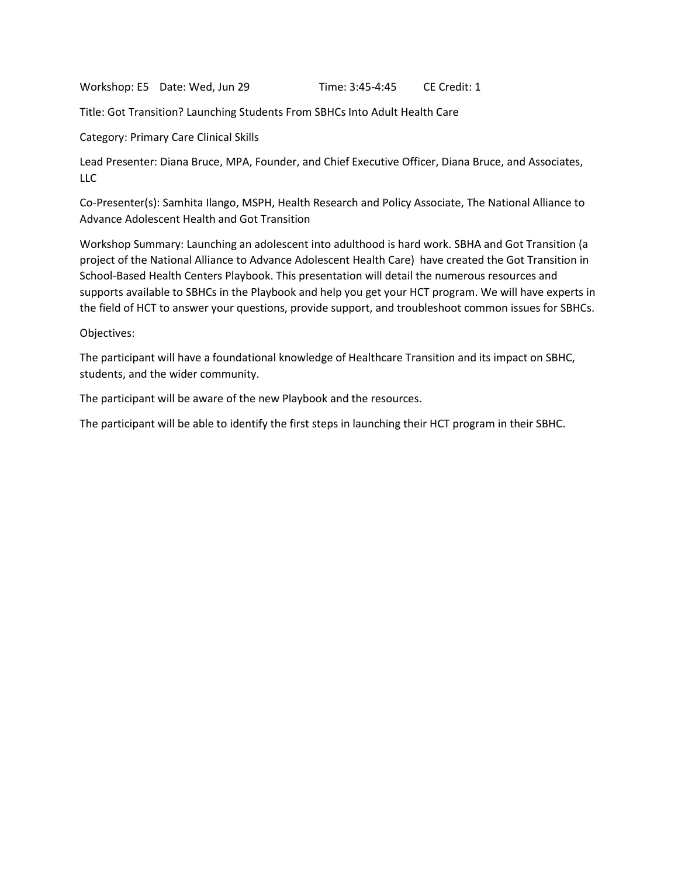Workshop: E5    Date: Wed, Jun 29    Time: 3:45-4:45    CE Credit: 1

Title: Got Transition? Launching Students From SBHCs Into Adult Health Care

Category: Primary Care Clinical Skills

Lead Presenter: Diana Bruce, MPA, Founder, and Chief Executive Officer, Diana Bruce, and Associates, LLC

Co-Presenter(s): Samhita Ilango, MSPH, Health Research and Policy Associate, The National Alliance to Advance Adolescent Health and Got Transition

Workshop Summary: Launching an adolescent into adulthood is hard work. SBHA and Got Transition (a project of the National Alliance to Advance Adolescent Health Care) have created the Got Transition in School-Based Health Centers Playbook. This presentation will detail the numerous resources and supports available to SBHCs in the Playbook and help you get your HCT program. We will have experts in the field of HCT to answer your questions, provide support, and troubleshoot common issues for SBHCs.

Objectives:

The participant will have a foundational knowledge of Healthcare Transition and its impact on SBHC, students, and the wider community.

The participant will be aware of the new Playbook and the resources.

The participant will be able to identify the first steps in launching their HCT program in their SBHC.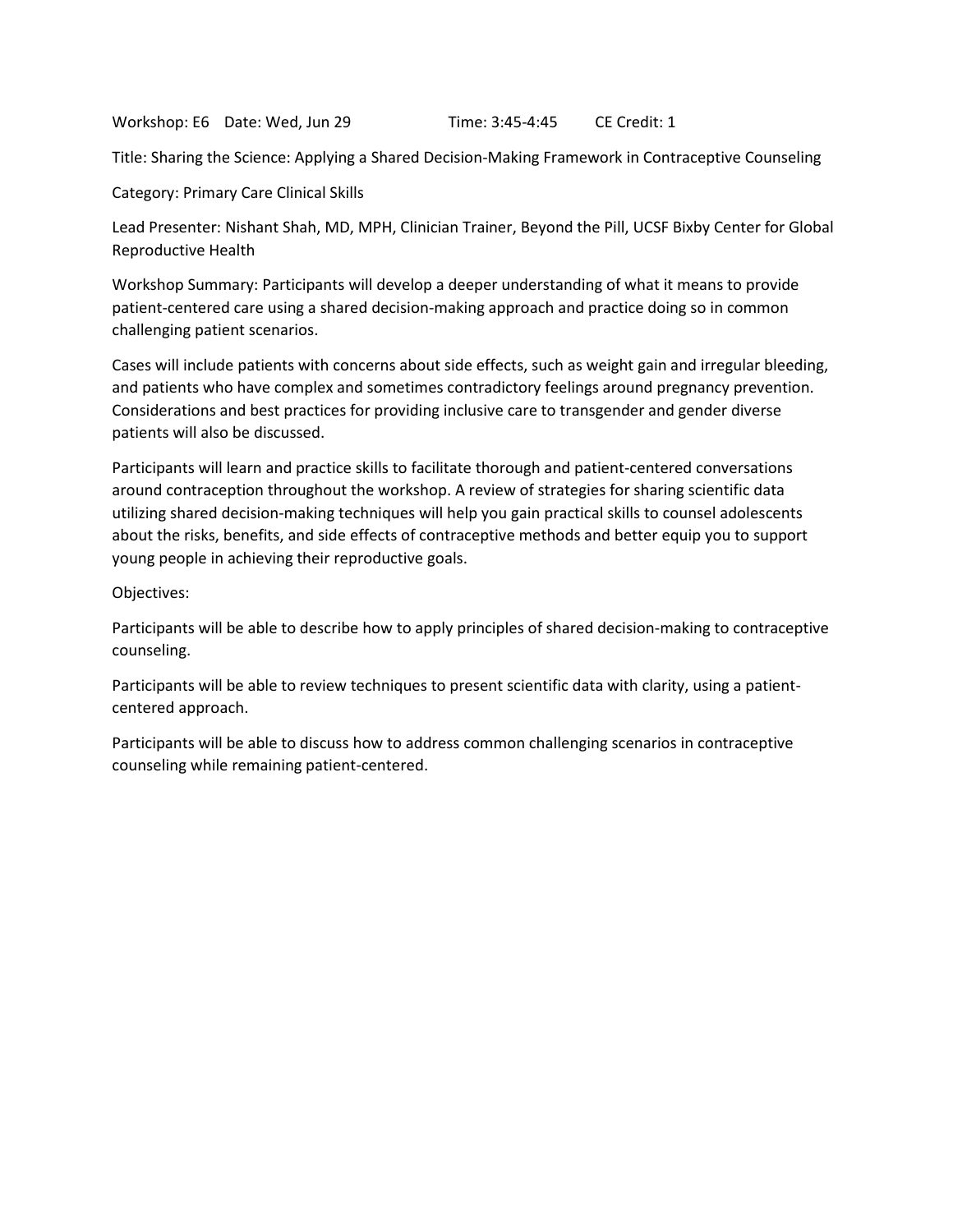Workshop: E6 Date: Wed, Jun 29 Time: 3:45-4:45 CE Credit: 1

Title: Sharing the Science: Applying a Shared Decision-Making Framework in Contraceptive Counseling

Category: Primary Care Clinical Skills

Lead Presenter: Nishant Shah, MD, MPH, Clinician Trainer, Beyond the Pill, UCSF Bixby Center for Global Reproductive Health

Workshop Summary: Participants will develop a deeper understanding of what it means to provide patient-centered care using a shared decision-making approach and practice doing so in common challenging patient scenarios.

Cases will include patients with concerns about side effects, such as weight gain and irregular bleeding, and patients who have complex and sometimes contradictory feelings around pregnancy prevention. Considerations and best practices for providing inclusive care to transgender and gender diverse patients will also be discussed.

Participants will learn and practice skills to facilitate thorough and patient-centered conversations around contraception throughout the workshop. A review of strategies for sharing scientific data utilizing shared decision-making techniques will help you gain practical skills to counsel adolescents about the risks, benefits, and side effects of contraceptive methods and better equip you to support young people in achieving their reproductive goals.

Objectives:

Participants will be able to describe how to apply principles of shared decision-making to contraceptive counseling.

Participants will be able to review techniques to present scientific data with clarity, using a patient-centered approach.

Participants will be able to discuss how to address common challenging scenarios in contraceptive counseling while remaining patient-centered.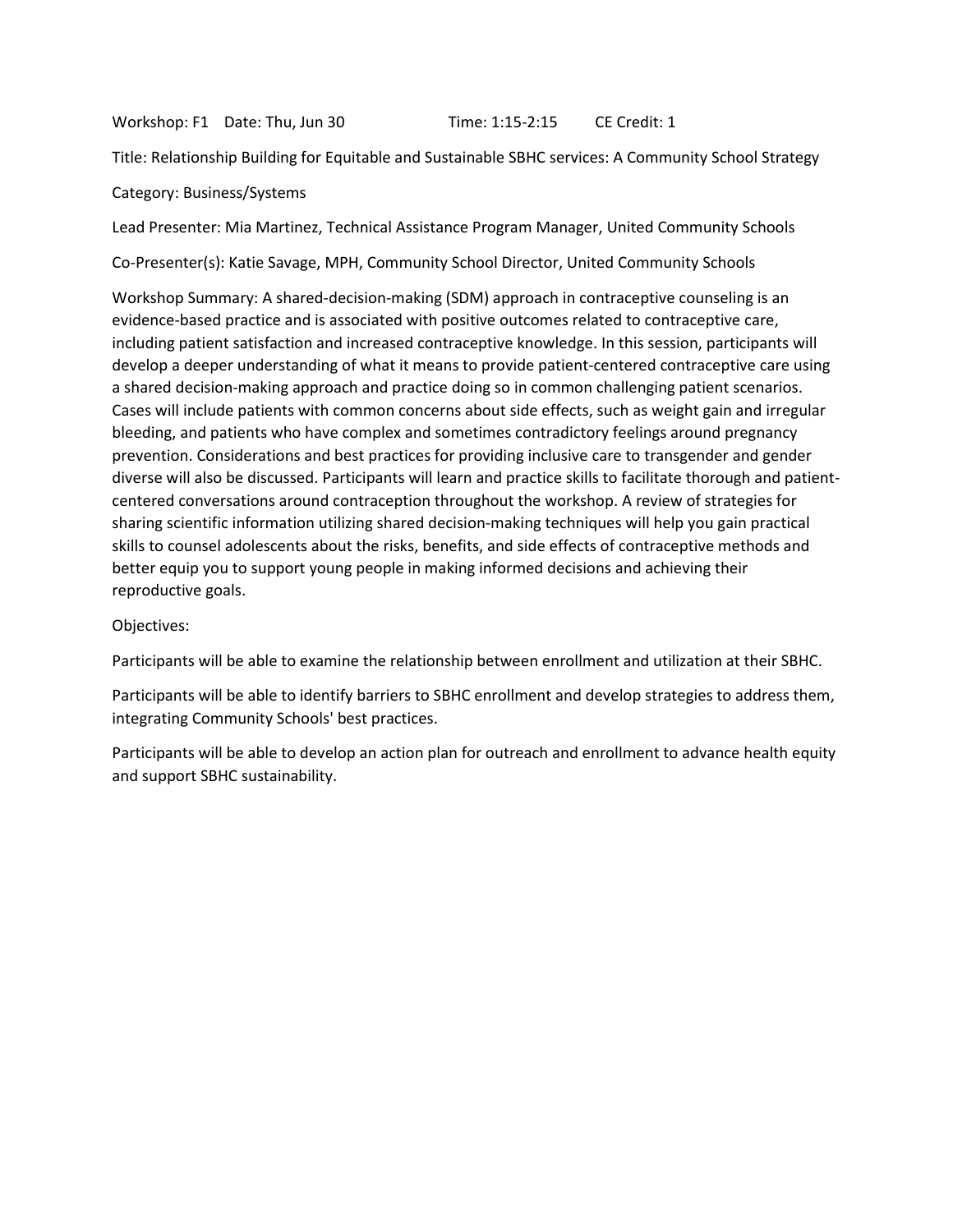Workshop: F1 Date: Thu, Jun 30 Time: 1:15-2:15 CE Credit: 1

Title: Relationship Building for Equitable and Sustainable SBHC services: A Community School Strategy

Category: Business/Systems

Lead Presenter: Mia Martinez, Technical Assistance Program Manager, United Community Schools

Co-Presenter(s): Katie Savage, MPH, Community School Director, United Community Schools

Workshop Summary: A shared-decision-making (SDM) approach in contraceptive counseling is an evidence-based practice and is associated with positive outcomes related to contraceptive care, including patient satisfaction and increased contraceptive knowledge. In this session, participants will develop a deeper understanding of what it means to provide patient-centered contraceptive care using a shared decision-making approach and practice doing so in common challenging patient scenarios. Cases will include patients with common concerns about side effects, such as weight gain and irregular bleeding, and patients who have complex and sometimes contradictory feelings around pregnancy prevention. Considerations and best practices for providing inclusive care to transgender and gender diverse will also be discussed. Participants will learn and practice skills to facilitate thorough and patient-centered conversations around contraception throughout the workshop. A review of strategies for sharing scientific information utilizing shared decision-making techniques will help you gain practical skills to counsel adolescents about the risks, benefits, and side effects of contraceptive methods and better equip you to support young people in making informed decisions and achieving their reproductive goals.

Objectives:

Participants will be able to examine the relationship between enrollment and utilization at their SBHC.

Participants will be able to identify barriers to SBHC enrollment and develop strategies to address them, integrating Community Schools' best practices.

Participants will be able to develop an action plan for outreach and enrollment to advance health equity and support SBHC sustainability.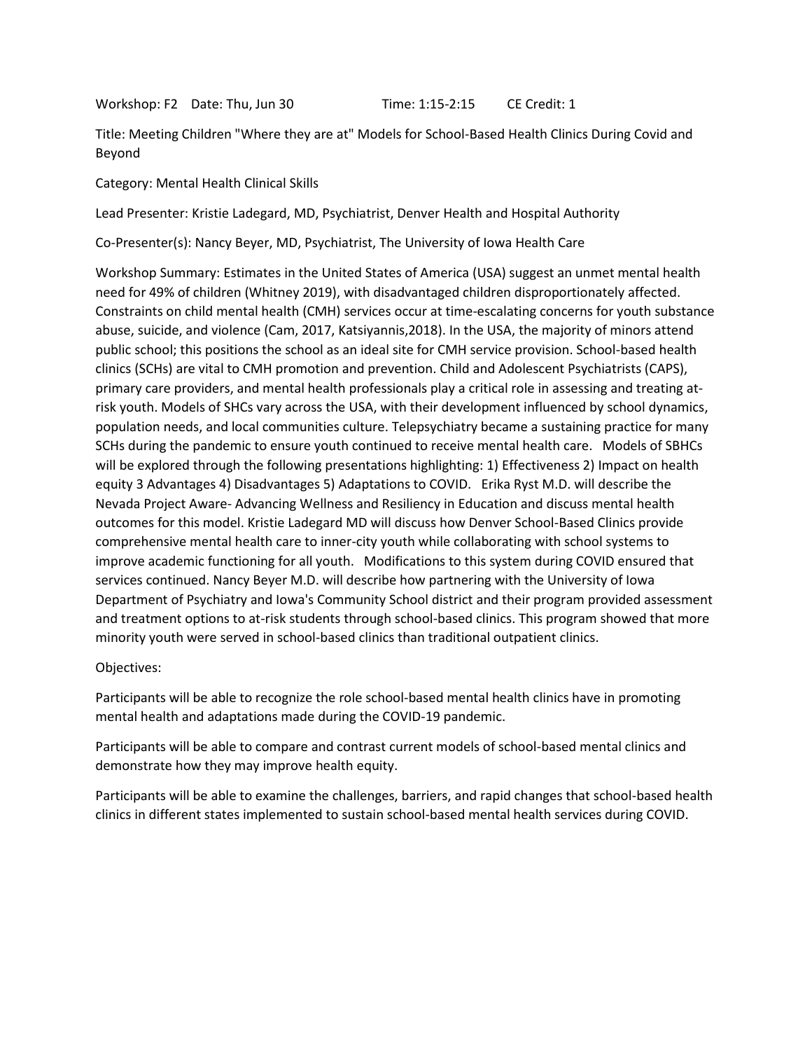Workshop: F2 Date: Thu, Jun 30 Time: 1:15-2:15 CE Credit: 1

Title: Meeting Children "Where they are at" Models for School-Based Health Clinics During Covid and Beyond

Category: Mental Health Clinical Skills

Lead Presenter: Kristie Ladegard, MD, Psychiatrist, Denver Health and Hospital Authority

Co-Presenter(s): Nancy Beyer, MD, Psychiatrist, The University of Iowa Health Care

Workshop Summary: Estimates in the United States of America (USA) suggest an unmet mental health need for 49% of children (Whitney 2019), with disadvantaged children disproportionately affected. Constraints on child mental health (CMH) services occur at time-escalating concerns for youth substance abuse, suicide, and violence (Cam, 2017, Katsiyannis,2018). In the USA, the majority of minors attend public school; this positions the school as an ideal site for CMH service provision. School-based health clinics (SCHs) are vital to CMH promotion and prevention. Child and Adolescent Psychiatrists (CAPS), primary care providers, and mental health professionals play a critical role in assessing and treating at-risk youth. Models of SHCs vary across the USA, with their development influenced by school dynamics, population needs, and local communities culture. Telepsychiatry became a sustaining practice for many SCHs during the pandemic to ensure youth continued to receive mental health care. Models of SBHCs will be explored through the following presentations highlighting: 1) Effectiveness 2) Impact on health equity 3 Advantages 4) Disadvantages 5) Adaptations to COVID. Erika Ryst M.D. will describe the Nevada Project Aware- Advancing Wellness and Resiliency in Education and discuss mental health outcomes for this model. Kristie Ladegard MD will discuss how Denver School-Based Clinics provide comprehensive mental health care to inner-city youth while collaborating with school systems to improve academic functioning for all youth. Modifications to this system during COVID ensured that services continued. Nancy Beyer M.D. will describe how partnering with the University of Iowa Department of Psychiatry and Iowa's Community School district and their program provided assessment and treatment options to at-risk students through school-based clinics. This program showed that more minority youth were served in school-based clinics than traditional outpatient clinics.

Objectives:

Participants will be able to recognize the role school-based mental health clinics have in promoting mental health and adaptations made during the COVID-19 pandemic.

Participants will be able to compare and contrast current models of school-based mental clinics and demonstrate how they may improve health equity.

Participants will be able to examine the challenges, barriers, and rapid changes that school-based health clinics in different states implemented to sustain school-based mental health services during COVID.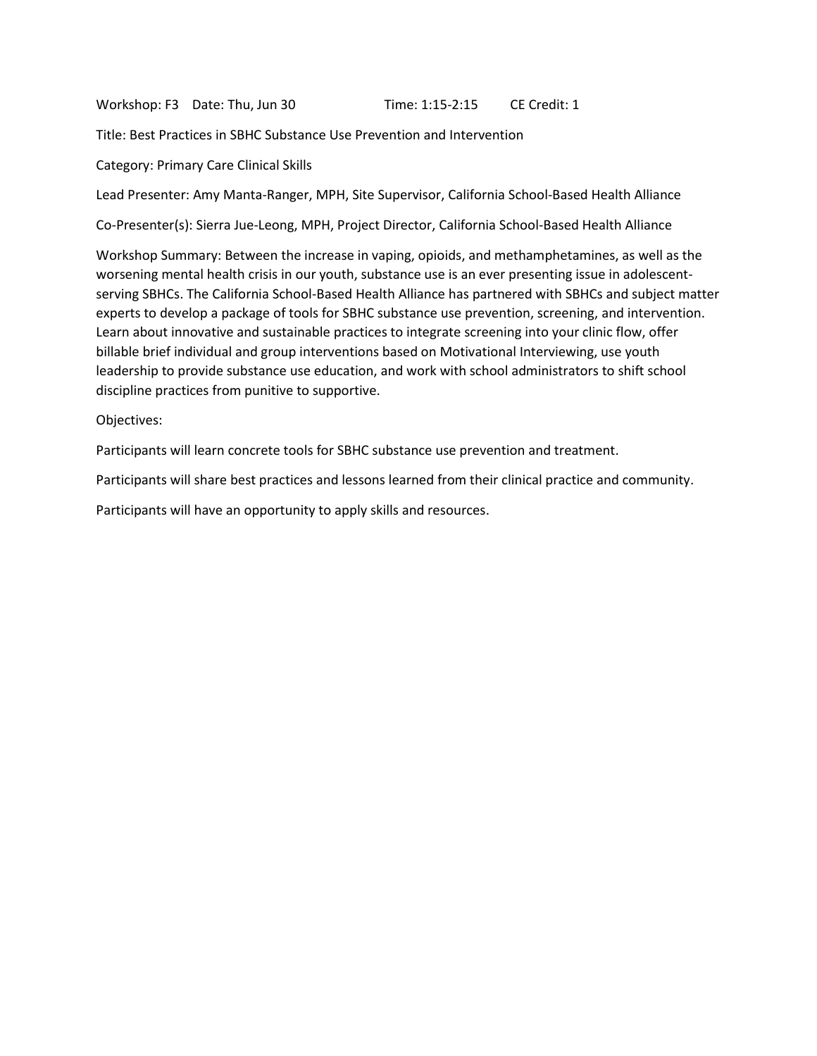Workshop: F3 Date: Thu, Jun 30 Time: 1:15-2:15 CE Credit: 1

Title: Best Practices in SBHC Substance Use Prevention and Intervention

Category: Primary Care Clinical Skills

Lead Presenter: Amy Manta-Ranger, MPH, Site Supervisor, California School-Based Health Alliance

Co-Presenter(s): Sierra Jue-Leong, MPH, Project Director, California School-Based Health Alliance

Workshop Summary: Between the increase in vaping, opioids, and methamphetamines, as well as the worsening mental health crisis in our youth, substance use is an ever presenting issue in adolescent-serving SBHCs. The California School-Based Health Alliance has partnered with SBHCs and subject matter experts to develop a package of tools for SBHC substance use prevention, screening, and intervention. Learn about innovative and sustainable practices to integrate screening into your clinic flow, offer billable brief individual and group interventions based on Motivational Interviewing, use youth leadership to provide substance use education, and work with school administrators to shift school discipline practices from punitive to supportive.

Objectives:

Participants will learn concrete tools for SBHC substance use prevention and treatment.

Participants will share best practices and lessons learned from their clinical practice and community.

Participants will have an opportunity to apply skills and resources.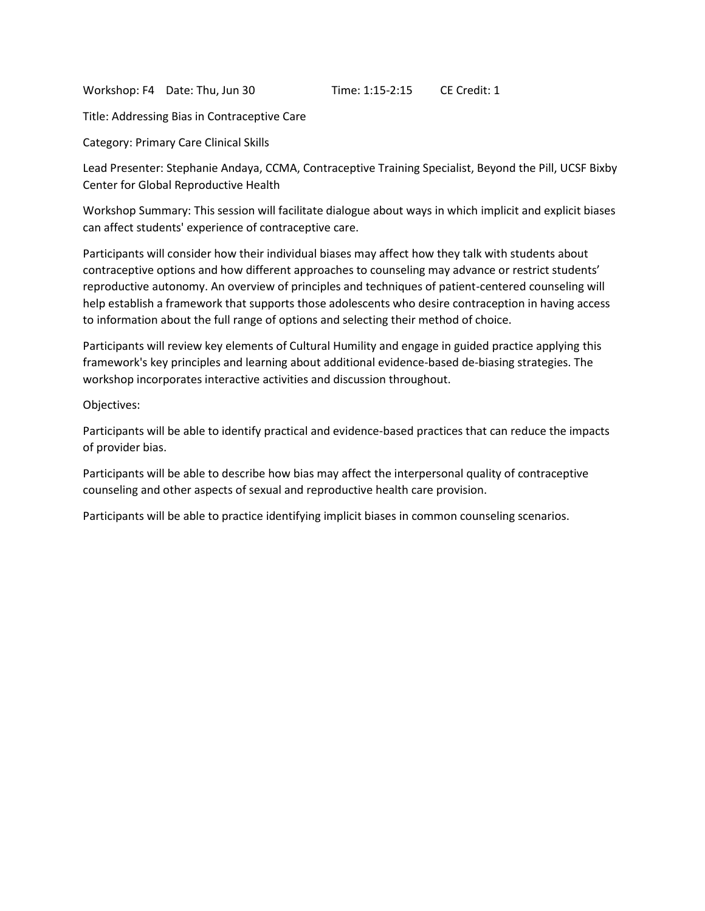Workshop: F4 Date: Thu, Jun 30 Time: 1:15-2:15 CE Credit: 1

Title: Addressing Bias in Contraceptive Care

Category: Primary Care Clinical Skills

Lead Presenter: Stephanie Andaya, CCMA, Contraceptive Training Specialist, Beyond the Pill, UCSF Bixby Center for Global Reproductive Health

Workshop Summary: This session will facilitate dialogue about ways in which implicit and explicit biases can affect students' experience of contraceptive care.

Participants will consider how their individual biases may affect how they talk with students about contraceptive options and how different approaches to counseling may advance or restrict students' reproductive autonomy. An overview of principles and techniques of patient-centered counseling will help establish a framework that supports those adolescents who desire contraception in having access to information about the full range of options and selecting their method of choice.

Participants will review key elements of Cultural Humility and engage in guided practice applying this framework's key principles and learning about additional evidence-based de-biasing strategies. The workshop incorporates interactive activities and discussion throughout.

Objectives:

Participants will be able to identify practical and evidence-based practices that can reduce the impacts of provider bias.

Participants will be able to describe how bias may affect the interpersonal quality of contraceptive counseling and other aspects of sexual and reproductive health care provision.

Participants will be able to practice identifying implicit biases in common counseling scenarios.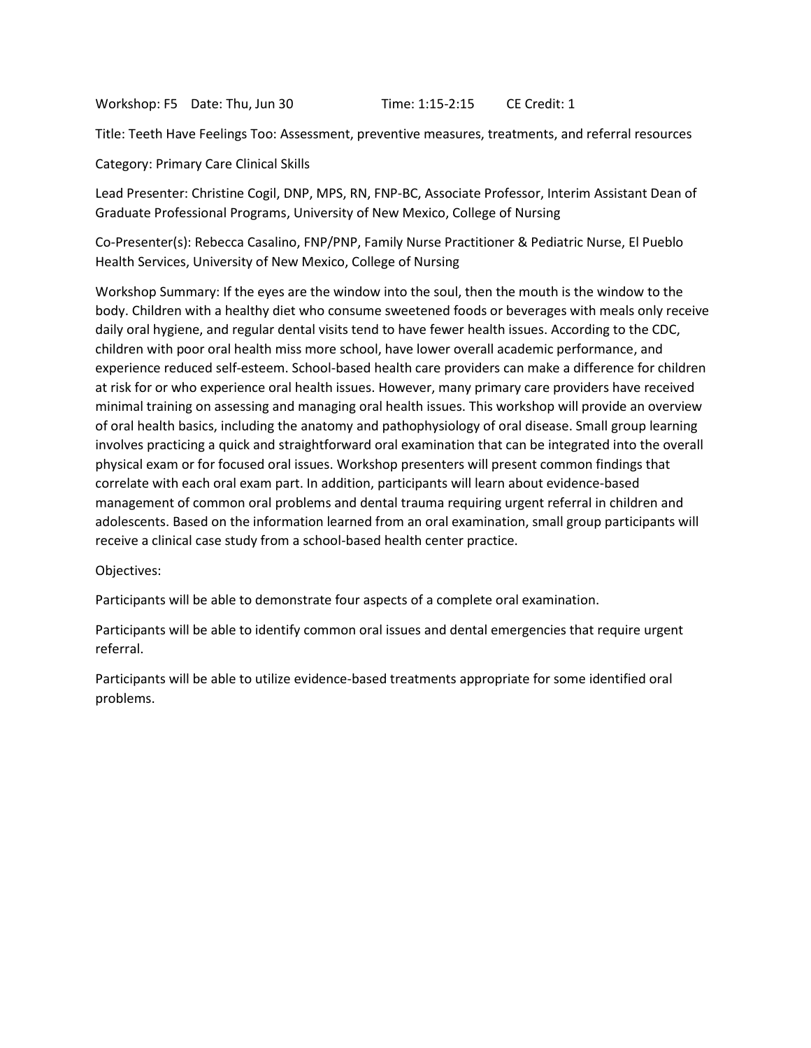Workshop: F5 Date: Thu, Jun 30 Time: 1:15-2:15 CE Credit: 1

Title: Teeth Have Feelings Too: Assessment, preventive measures, treatments, and referral resources

Category: Primary Care Clinical Skills

Lead Presenter: Christine Cogil, DNP, MPS, RN, FNP-BC, Associate Professor, Interim Assistant Dean of Graduate Professional Programs, University of New Mexico, College of Nursing

Co-Presenter(s): Rebecca Casalino, FNP/PNP, Family Nurse Practitioner & Pediatric Nurse, El Pueblo Health Services, University of New Mexico, College of Nursing

Workshop Summary: If the eyes are the window into the soul, then the mouth is the window to the body. Children with a healthy diet who consume sweetened foods or beverages with meals only receive daily oral hygiene, and regular dental visits tend to have fewer health issues. According to the CDC, children with poor oral health miss more school, have lower overall academic performance, and experience reduced self-esteem. School-based health care providers can make a difference for children at risk for or who experience oral health issues. However, many primary care providers have received minimal training on assessing and managing oral health issues. This workshop will provide an overview of oral health basics, including the anatomy and pathophysiology of oral disease. Small group learning involves practicing a quick and straightforward oral examination that can be integrated into the overall physical exam or for focused oral issues. Workshop presenters will present common findings that correlate with each oral exam part. In addition, participants will learn about evidence-based management of common oral problems and dental trauma requiring urgent referral in children and adolescents. Based on the information learned from an oral examination, small group participants will receive a clinical case study from a school-based health center practice.

Objectives:

Participants will be able to demonstrate four aspects of a complete oral examination.

Participants will be able to identify common oral issues and dental emergencies that require urgent referral.

Participants will be able to utilize evidence-based treatments appropriate for some identified oral problems.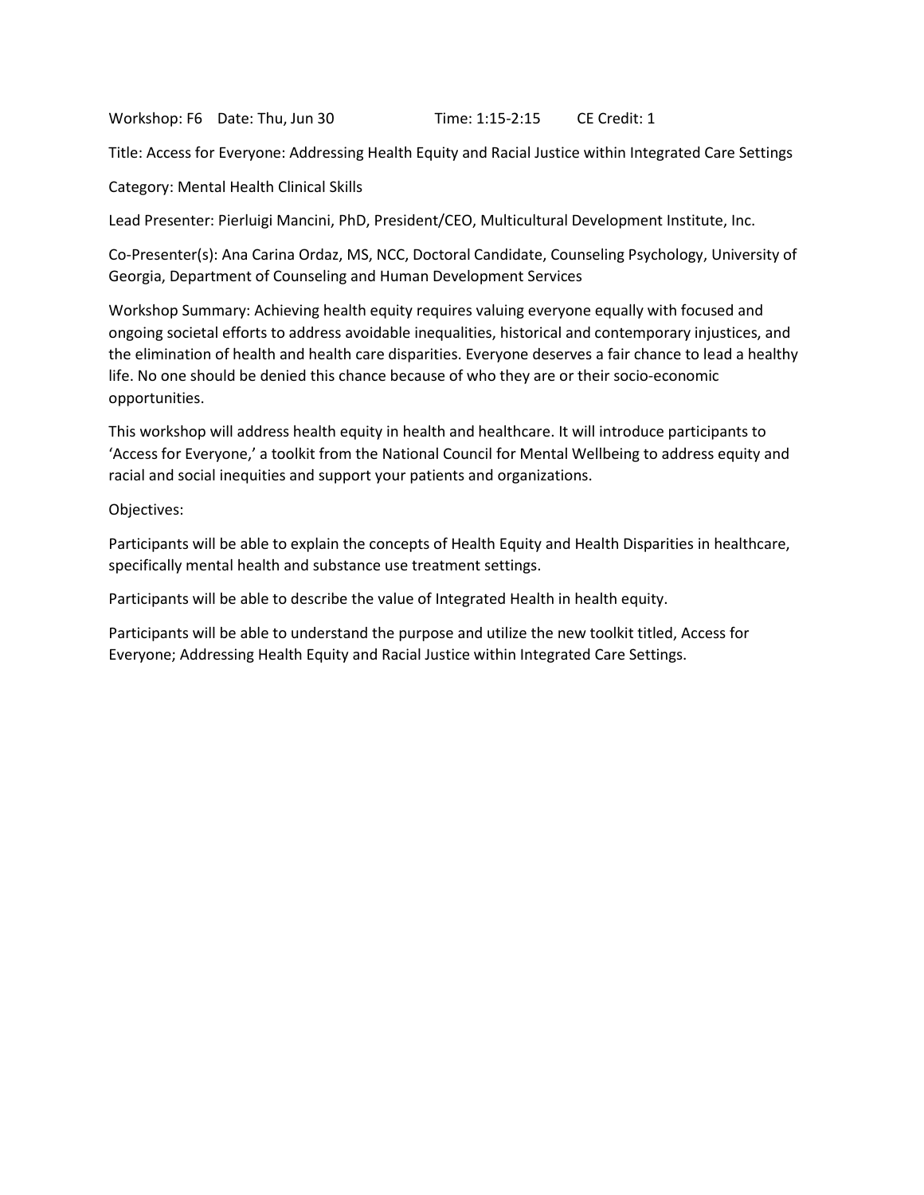Workshop: F6 Date: Thu, Jun 30 Time: 1:15-2:15 CE Credit: 1

Title: Access for Everyone: Addressing Health Equity and Racial Justice within Integrated Care Settings

Category: Mental Health Clinical Skills

Lead Presenter: Pierluigi Mancini, PhD, President/CEO, Multicultural Development Institute, Inc.

Co-Presenter(s): Ana Carina Ordaz, MS, NCC, Doctoral Candidate, Counseling Psychology, University of Georgia, Department of Counseling and Human Development Services

Workshop Summary: Achieving health equity requires valuing everyone equally with focused and ongoing societal efforts to address avoidable inequalities, historical and contemporary injustices, and the elimination of health and health care disparities. Everyone deserves a fair chance to lead a healthy life. No one should be denied this chance because of who they are or their socio-economic opportunities.

This workshop will address health equity in health and healthcare. It will introduce participants to 'Access for Everyone,' a toolkit from the National Council for Mental Wellbeing to address equity and racial and social inequities and support your patients and organizations.

Objectives:

Participants will be able to explain the concepts of Health Equity and Health Disparities in healthcare, specifically mental health and substance use treatment settings.

Participants will be able to describe the value of Integrated Health in health equity.

Participants will be able to understand the purpose and utilize the new toolkit titled, Access for Everyone; Addressing Health Equity and Racial Justice within Integrated Care Settings.